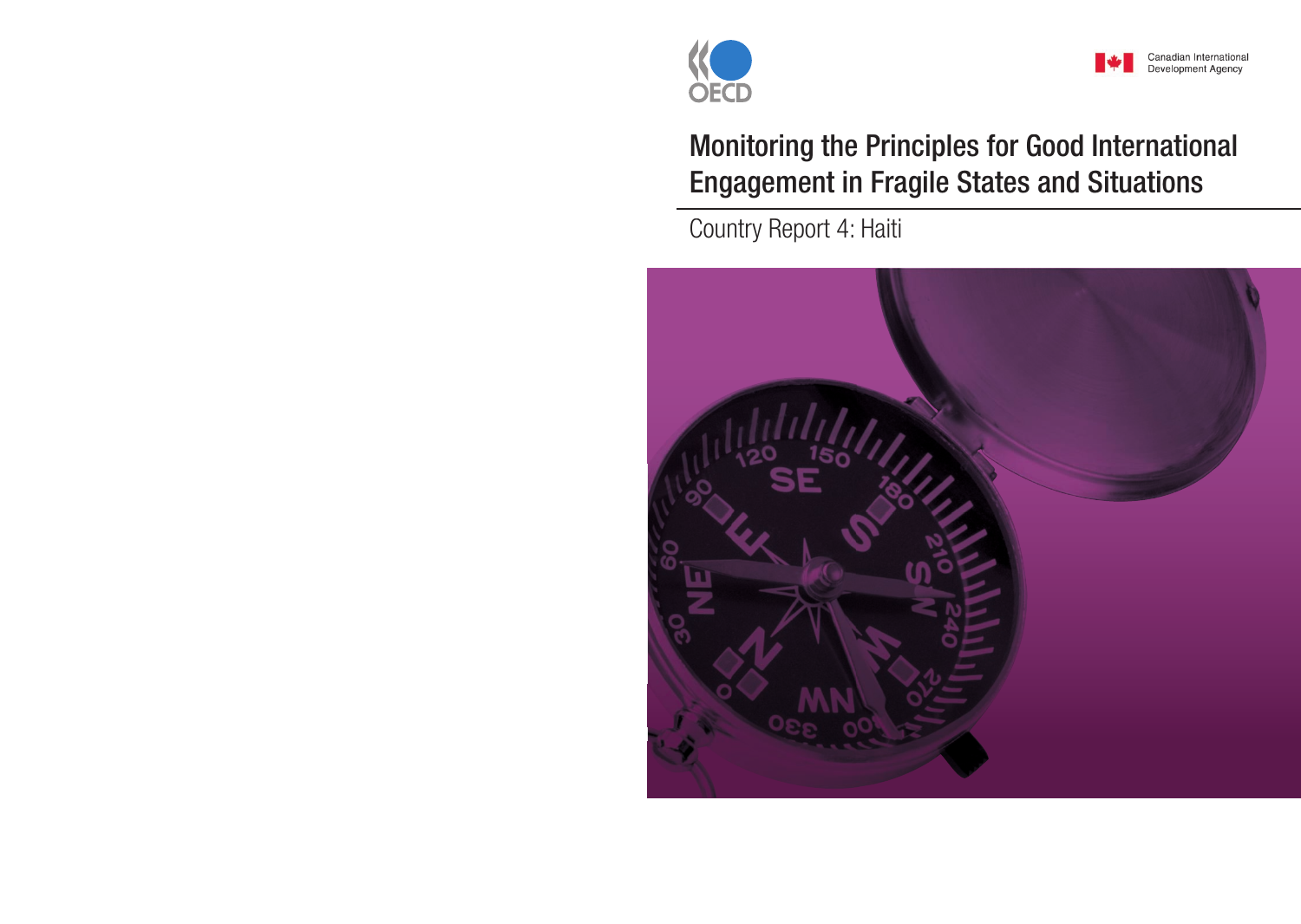OECD

Canadian International Development Agency

# Monitoring the Principles for Good International Engagement in Fragile States and Situations

## Country Report 4: Haiti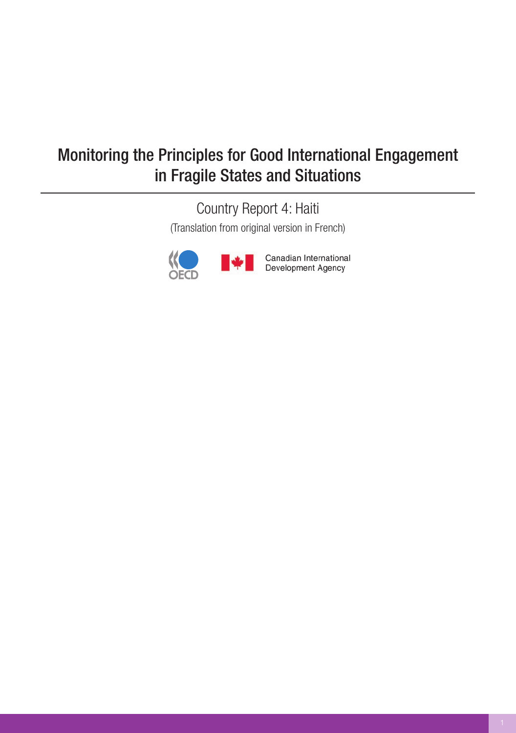# Monitoring the Principles for Good International Engagement in Fragile States and Situations

Country Report 4: Haiti

(Translation from original version in French)

OECD

Canadian International Development Agency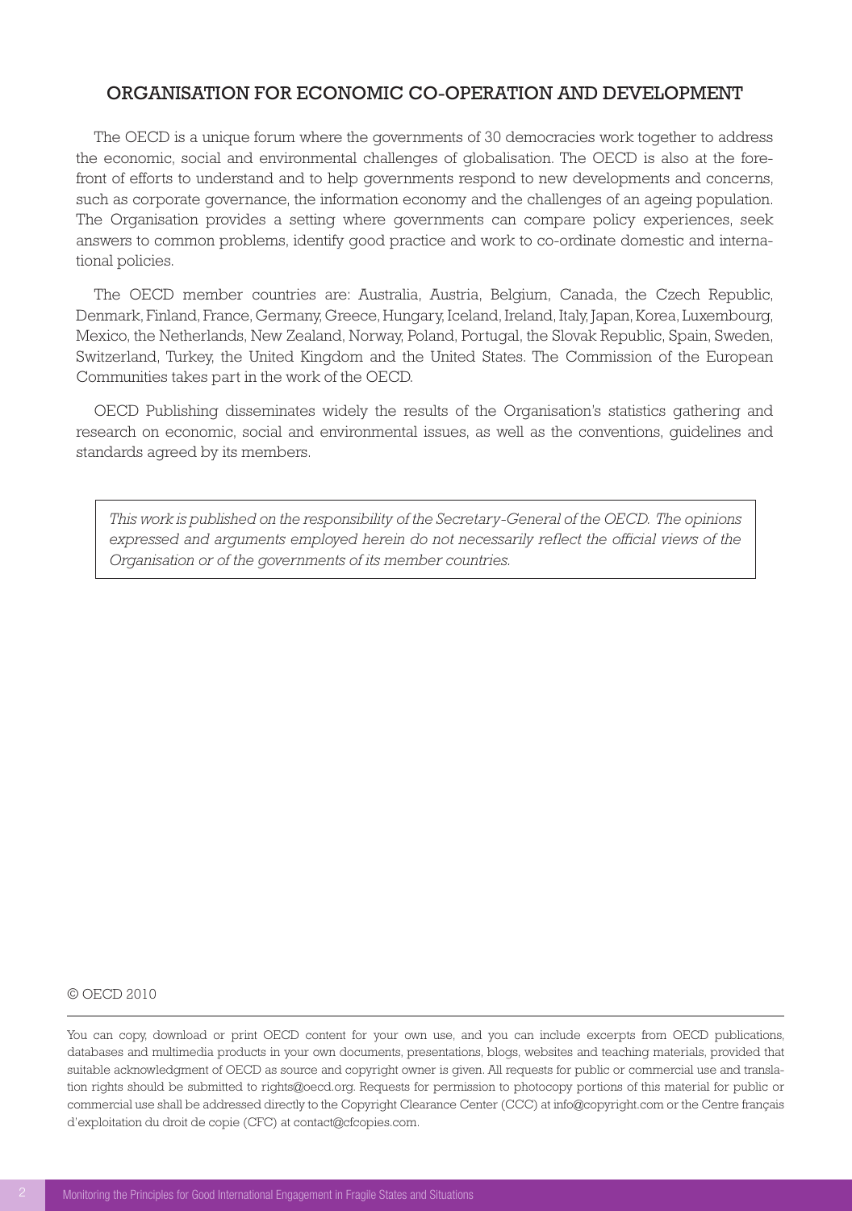## ORGANISATION FOR ECONOMIC CO-OPERATION AND DEVELOPMENT

The OECD is a unique forum where the governments of 30 democracies work together to address the economic, social and environmental challenges of globalisation. The OECD is also at the forefront of efforts to understand and to help governments respond to new developments and concerns, such as corporate governance, the information economy and the challenges of an ageing population. The Organisation provides a setting where governments can compare policy experiences, seek answers to common problems, identify good practice and work to co-ordinate domestic and international policies.

The OECD member countries are: Australia, Austria, Belgium, Canada, the Czech Republic, Denmark, Finland, France, Germany, Greece, Hungary, Iceland, Ireland, Italy, Japan, Korea, Luxembourg, Mexico, the Netherlands, New Zealand, Norway, Poland, Portugal, the Slovak Republic, Spain, Sweden, Switzerland, Turkey, the United Kingdom and the United States. The Commission of the European Communities takes part in the work of the OECD.

OECD Publishing disseminates widely the results of the Organisation's statistics gathering and research on economic, social and environmental issues, as well as the conventions, guidelines and standards agreed by its members.

*This work is published on the responsibility of the Secretary-General of the OECD. The opinions expressed and arguments employed herein do not necessarily reflect the official views of the Organisation or of the governments of its member countries.*

© OECD 2010

You can copy, download or print OECD content for your own use, and you can include excerpts from OECD publications, databases and multimedia products in your own documents, presentations, blogs, websites and teaching materials, provided that suitable acknowledgment of OECD as source and copyright owner is given. All requests for public or commercial use and translation rights should be submitted to rights@oecd.org. Requests for permission to photocopy portions of this material for public or commercial use shall be addressed directly to the Copyright Clearance Center (CCC) at info@copyright.com or the Centre français d'exploitation du droit de copie (CFC) at contact@cfcopies.com.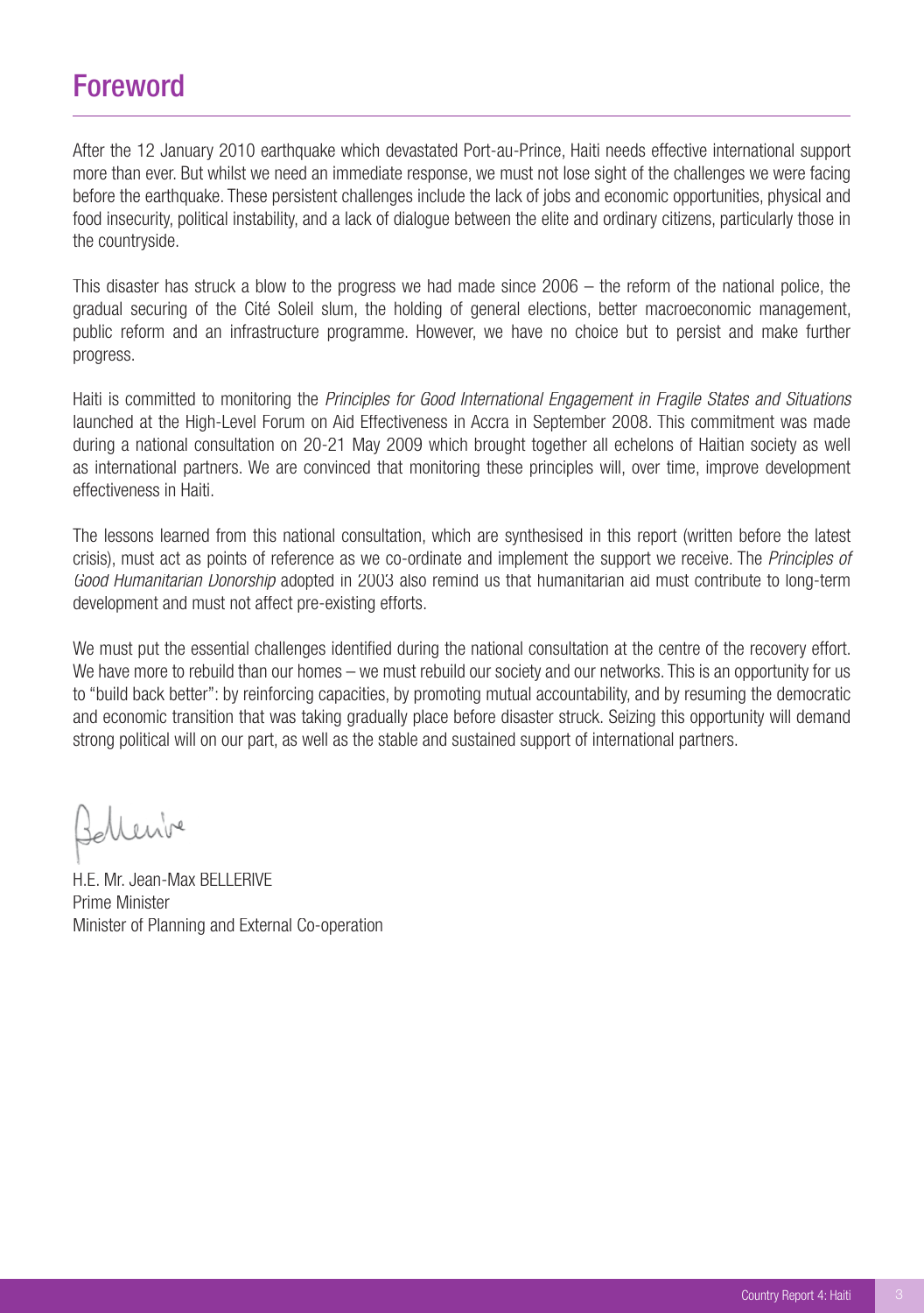# Foreword

After the 12 January 2010 earthquake which devastated Port-au-Prince, Haiti needs effective international support more than ever. But whilst we need an immediate response, we must not lose sight of the challenges we were facing before the earthquake. These persistent challenges include the lack of jobs and economic opportunities, physical and food insecurity, political instability, and a lack of dialogue between the elite and ordinary citizens, particularly those in the countryside.

This disaster has struck a blow to the progress we had made since 2006 – the reform of the national police, the gradual securing of the Cité Soleil slum, the holding of general elections, better macroeconomic management, public reform and an infrastructure programme. However, we have no choice but to persist and make further progress.

Haiti is committed to monitoring the *Principles for Good International Engagement in Fragile States and Situations* launched at the High-Level Forum on Aid Effectiveness in Accra in September 2008. This commitment was made during a national consultation on 20-21 May 2009 which brought together all echelons of Haitian society as well as international partners. We are convinced that monitoring these principles will, over time, improve development effectiveness in Haiti.

The lessons learned from this national consultation, which are synthesised in this report (written before the latest crisis), must act as points of reference as we co-ordinate and implement the support we receive. The *Principles of Good Humanitarian Donorship* adopted in 2003 also remind us that humanitarian aid must contribute to long-term development and must not affect pre-existing efforts.

We must put the essential challenges identified during the national consultation at the centre of the recovery effort. We have more to rebuild than our homes – we must rebuild our society and our networks. This is an opportunity for us to "build back better": by reinforcing capacities, by promoting mutual accountability, and by resuming the democratic and economic transition that was taking gradually place before disaster struck. Seizing this opportunity will demand strong political will on our part, as well as the stable and sustained support of international partners.

H.E. Mr. Jean-Max BELLERIVE
Prime Minister
Minister of Planning and External Co-operation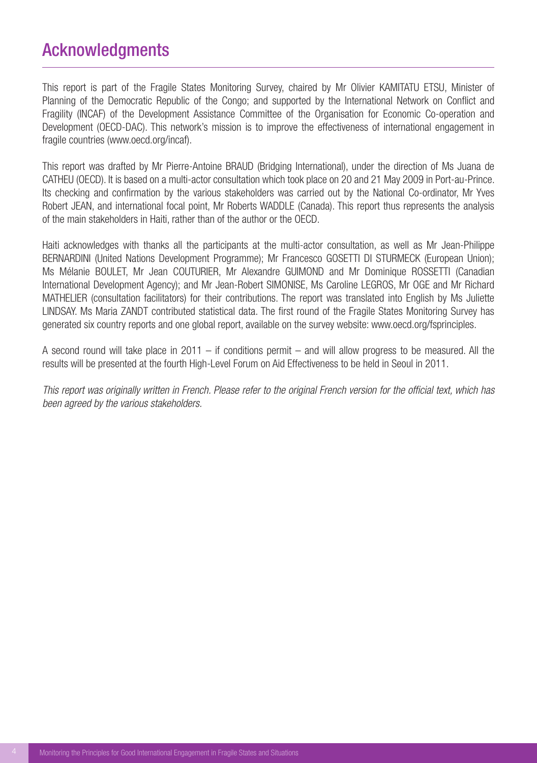# Acknowledgments

This report is part of the Fragile States Monitoring Survey, chaired by Mr Olivier KAMITATU ETSU, Minister of Planning of the Democratic Republic of the Congo; and supported by the International Network on Conflict and Fragility (INCAF) of the Development Assistance Committee of the Organisation for Economic Co-operation and Development (OECD-DAC). This network's mission is to improve the effectiveness of international engagement in fragile countries (www.oecd.org/incaf).

This report was drafted by Mr Pierre-Antoine BRAUD (Bridging International), under the direction of Ms Juana de CATHEU (OECD). It is based on a multi-actor consultation which took place on 20 and 21 May 2009 in Port-au-Prince. Its checking and confirmation by the various stakeholders was carried out by the National Co-ordinator, Mr Yves Robert JEAN, and international focal point, Mr Roberts WADDLE (Canada). This report thus represents the analysis of the main stakeholders in Haiti, rather than of the author or the OECD.

Haiti acknowledges with thanks all the participants at the multi-actor consultation, as well as Mr Jean-Philippe BERNARDINI (United Nations Development Programme); Mr Francesco GOSETTI DI STURMECK (European Union); Ms Mélanie BOULET, Mr Jean COUTURIER, Mr Alexandre GUIMOND and Mr Dominique ROSSETTI (Canadian International Development Agency); and Mr Jean-Robert SIMONISE, Ms Caroline LEGROS, Mr OGE and Mr Richard MATHELIER (consultation facilitators) for their contributions. The report was translated into English by Ms Juliette LINDSAY. Ms Maria ZANDT contributed statistical data. The first round of the Fragile States Monitoring Survey has generated six country reports and one global report, available on the survey website: www.oecd.org/fsprinciples.

A second round will take place in 2011 – if conditions permit – and will allow progress to be measured. All the results will be presented at the fourth High-Level Forum on Aid Effectiveness to be held in Seoul in 2011.

*This report was originally written in French. Please refer to the original French version for the official text, which has been agreed by the various stakeholders.*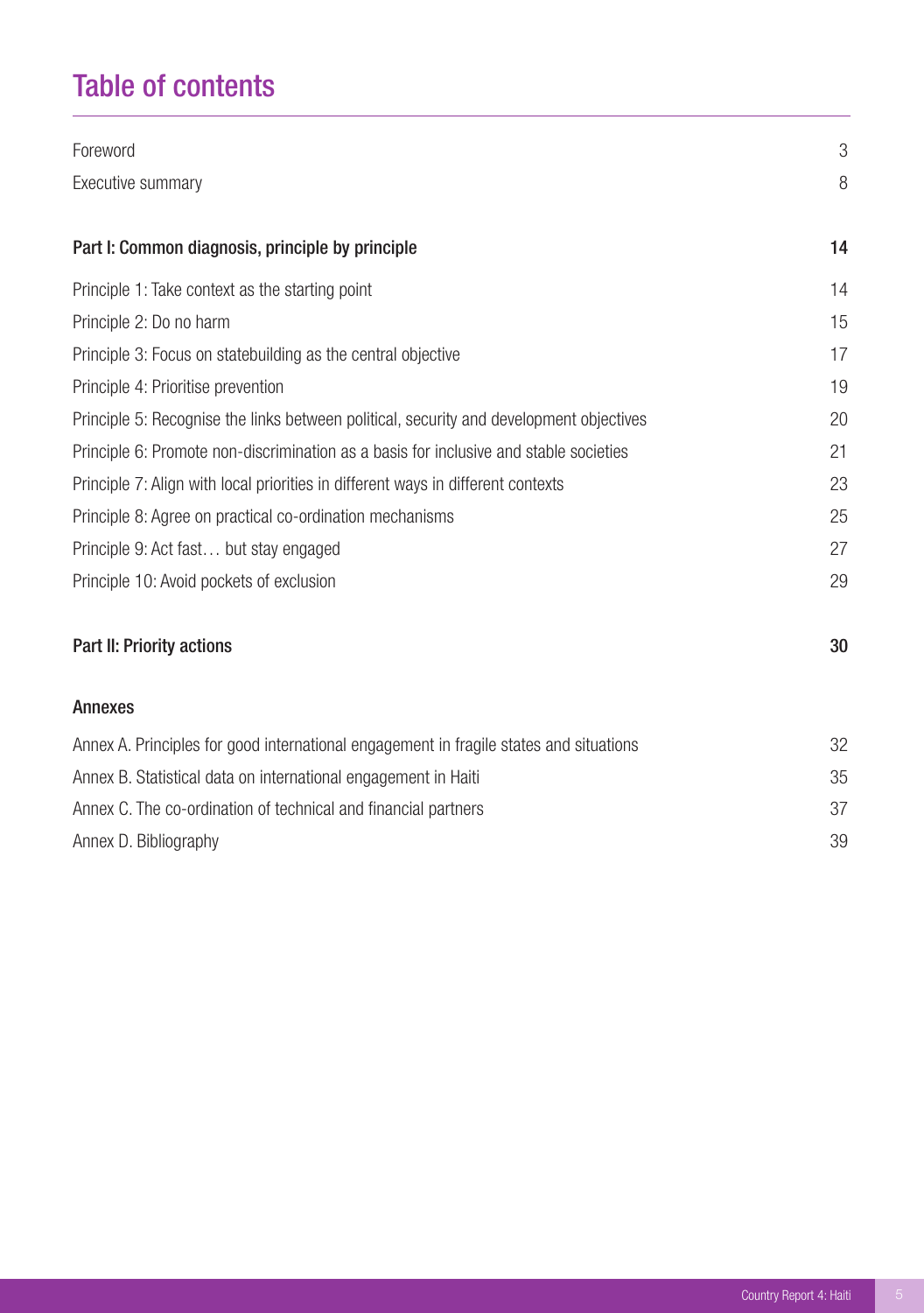# Table of contents

| | |
|---|---|
| Foreword | 3 |
| Executive summary | 8 |
| **Part I: Common diagnosis, principle by principle** | **14** |
| Principle 1: Take context as the starting point | 14 |
| Principle 2: Do no harm | 15 |
| Principle 3: Focus on statebuilding as the central objective | 17 |
| Principle 4: Prioritise prevention | 19 |
| Principle 5: Recognise the links between political, security and development objectives | 20 |
| Principle 6: Promote non-discrimination as a basis for inclusive and stable societies | 21 |
| Principle 7: Align with local priorities in different ways in different contexts | 23 |
| Principle 8: Agree on practical co-ordination mechanisms | 25 |
| Principle 9: Act fast… but stay engaged | 27 |
| Principle 10: Avoid pockets of exclusion | 29 |
| **Part II: Priority actions** | **30** |
| **Annexes** | |
| Annex A. Principles for good international engagement in fragile states and situations | 32 |
| Annex B. Statistical data on international engagement in Haiti | 35 |
| Annex C. The co-ordination of technical and financial partners | 37 |
| Annex D. Bibliography | 39 |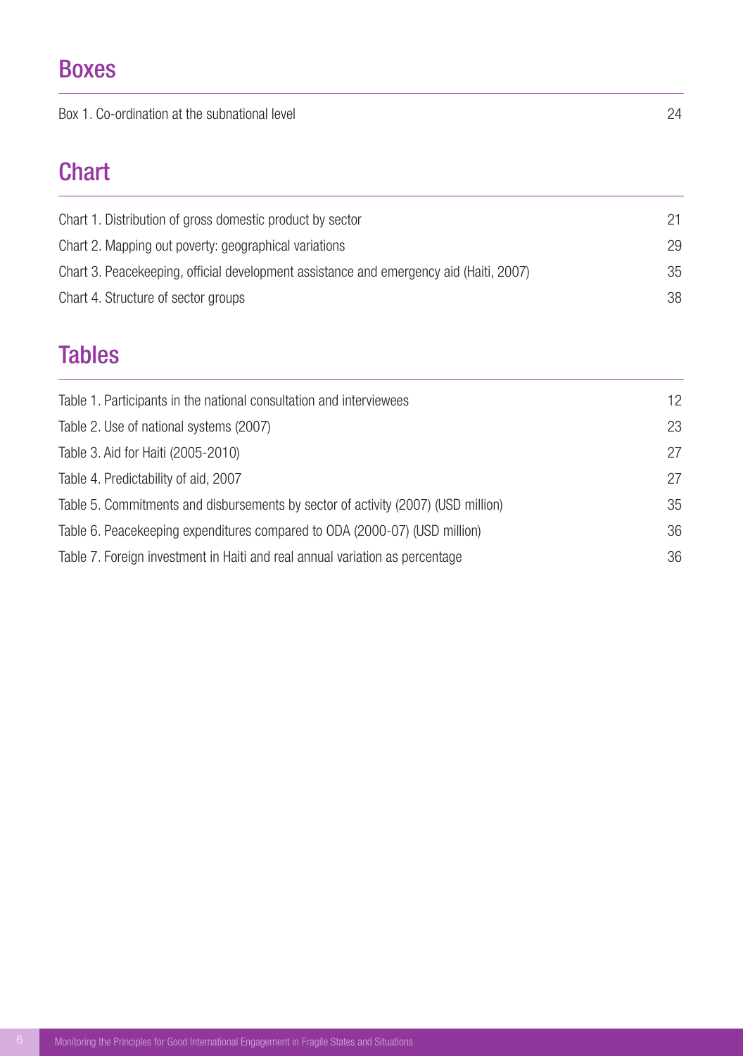## Boxes

| | |
|---|---|
| Box 1. Co-ordination at the subnational level | 24 |

## Chart

| | |
|---|---|
| Chart 1. Distribution of gross domestic product by sector | 21 |
| Chart 2. Mapping out poverty: geographical variations | 29 |
| Chart 3. Peacekeeping, official development assistance and emergency aid (Haiti, 2007) | 35 |
| Chart 4. Structure of sector groups | 38 |

## Tables

| | |
|---|---|
| Table 1. Participants in the national consultation and interviewees | 12 |
| Table 2. Use of national systems (2007) | 23 |
| Table 3. Aid for Haiti (2005-2010) | 27 |
| Table 4. Predictability of aid, 2007 | 27 |
| Table 5. Commitments and disbursements by sector of activity (2007) (USD million) | 35 |
| Table 6. Peacekeeping expenditures compared to ODA (2000-07) (USD million) | 36 |
| Table 7. Foreign investment in Haiti and real annual variation as percentage | 36 |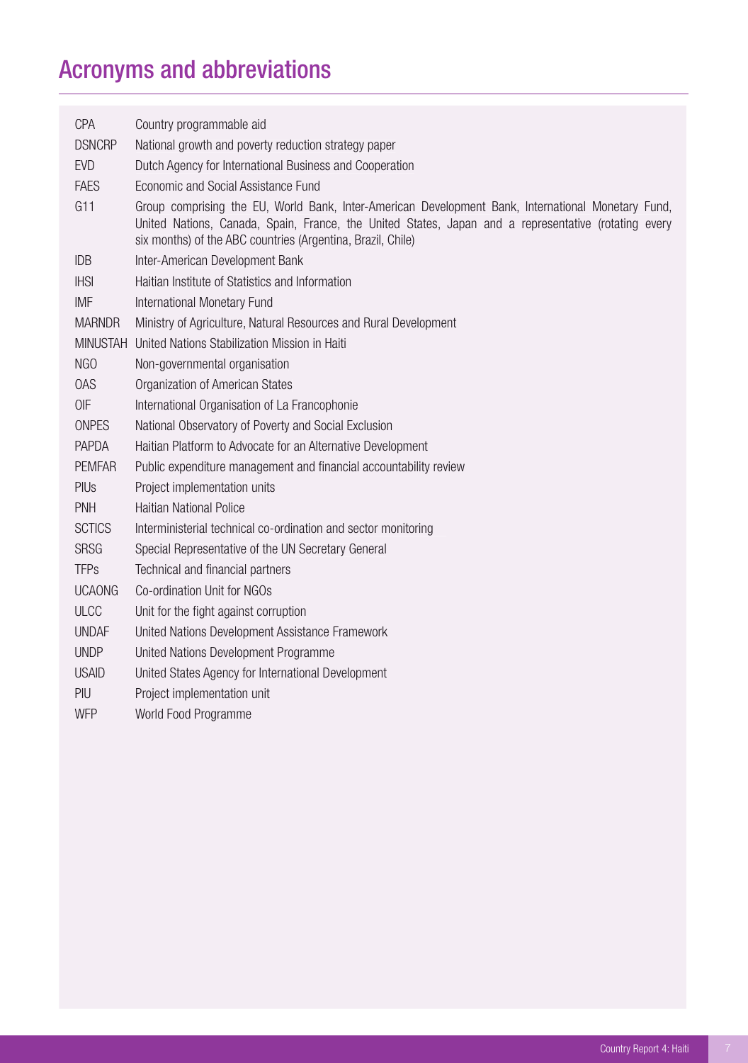# Acronyms and abbreviations

| | |
|---|---|
| CPA | Country programmable aid |
| DSNCRP | National growth and poverty reduction strategy paper |
| EVD | Dutch Agency for International Business and Cooperation |
| FAES | Economic and Social Assistance Fund |
| G11 | Group comprising the EU, World Bank, Inter-American Development Bank, International Monetary Fund, United Nations, Canada, Spain, France, the United States, Japan and a representative (rotating every six months) of the ABC countries (Argentina, Brazil, Chile) |
| IDB | Inter-American Development Bank |
| IHSI | Haitian Institute of Statistics and Information |
| IMF | International Monetary Fund |
| MARNDR | Ministry of Agriculture, Natural Resources and Rural Development |
| MINUSTAH | United Nations Stabilization Mission in Haiti |
| NGO | Non-governmental organisation |
| OAS | Organization of American States |
| OIF | International Organisation of La Francophonie |
| ONPES | National Observatory of Poverty and Social Exclusion |
| PAPDA | Haitian Platform to Advocate for an Alternative Development |
| PEMFAR | Public expenditure management and financial accountability review |
| PIUs | Project implementation units |
| PNH | Haitian National Police |
| SCTICS | Interministerial technical co-ordination and sector monitoring |
| SRSG | Special Representative of the UN Secretary General |
| TFPs | Technical and financial partners |
| UCAONG | Co-ordination Unit for NGOs |
| ULCC | Unit for the fight against corruption |
| UNDAF | United Nations Development Assistance Framework |
| UNDP | United Nations Development Programme |
| USAID | United States Agency for International Development |
| PIU | Project implementation unit |
| WFP | World Food Programme |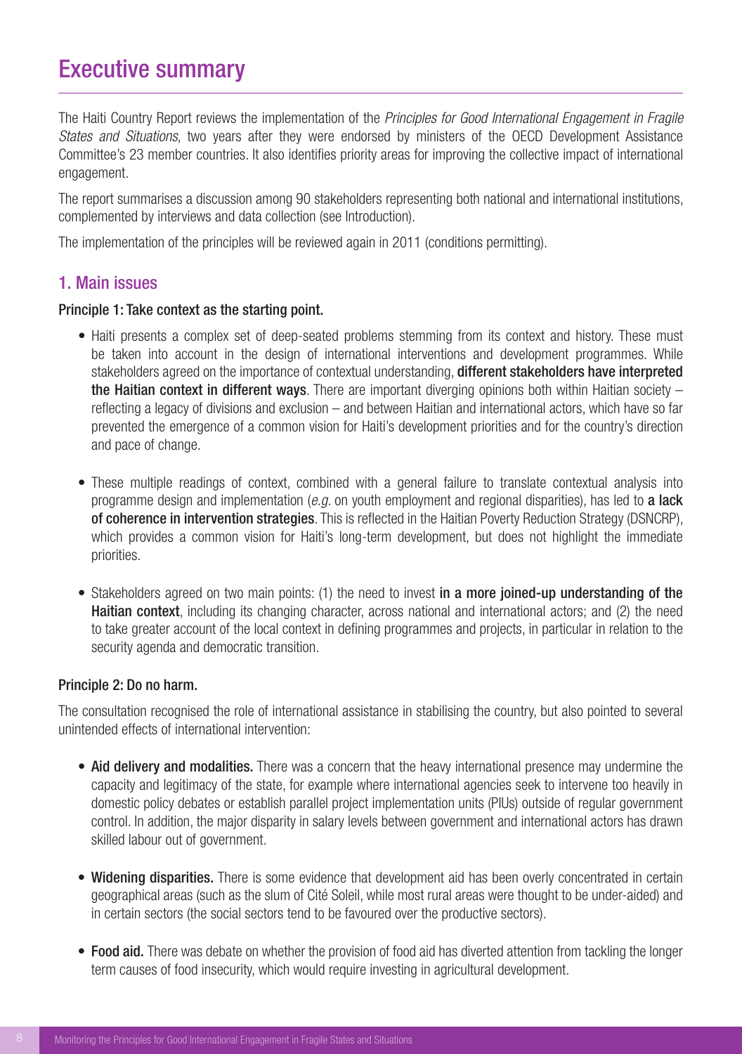# Executive summary

The Haiti Country Report reviews the implementation of the *Principles for Good International Engagement in Fragile States and Situations*, two years after they were endorsed by ministers of the OECD Development Assistance Committee's 23 member countries. It also identifies priority areas for improving the collective impact of international engagement.

The report summarises a discussion among 90 stakeholders representing both national and international institutions, complemented by interviews and data collection (see Introduction).

The implementation of the principles will be reviewed again in 2011 (conditions permitting).

## 1. Main issues

**Principle 1: Take context as the starting point.**

- Haiti presents a complex set of deep-seated problems stemming from its context and history. These must be taken into account in the design of international interventions and development programmes. While stakeholders agreed on the importance of contextual understanding, **different stakeholders have interpreted the Haitian context in different ways**. There are important diverging opinions both within Haitian society – reflecting a legacy of divisions and exclusion – and between Haitian and international actors, which have so far prevented the emergence of a common vision for Haiti's development priorities and for the country's direction and pace of change.

- These multiple readings of context, combined with a general failure to translate contextual analysis into programme design and implementation (*e.g.* on youth employment and regional disparities), has led to **a lack of coherence in intervention strategies**. This is reflected in the Haitian Poverty Reduction Strategy (DSNCRP), which provides a common vision for Haiti's long-term development, but does not highlight the immediate priorities.

- Stakeholders agreed on two main points: (1) the need to invest **in a more joined-up understanding of the Haitian context**, including its changing character, across national and international actors; and (2) the need to take greater account of the local context in defining programmes and projects, in particular in relation to the security agenda and democratic transition.

**Principle 2: Do no harm.**

The consultation recognised the role of international assistance in stabilising the country, but also pointed to several unintended effects of international intervention:

- **Aid delivery and modalities.** There was a concern that the heavy international presence may undermine the capacity and legitimacy of the state, for example where international agencies seek to intervene too heavily in domestic policy debates or establish parallel project implementation units (PIUs) outside of regular government control. In addition, the major disparity in salary levels between government and international actors has drawn skilled labour out of government.

- **Widening disparities.** There is some evidence that development aid has been overly concentrated in certain geographical areas (such as the slum of Cité Soleil, while most rural areas were thought to be under-aided) and in certain sectors (the social sectors tend to be favoured over the productive sectors).

- **Food aid.** There was debate on whether the provision of food aid has diverted attention from tackling the longer term causes of food insecurity, which would require investing in agricultural development.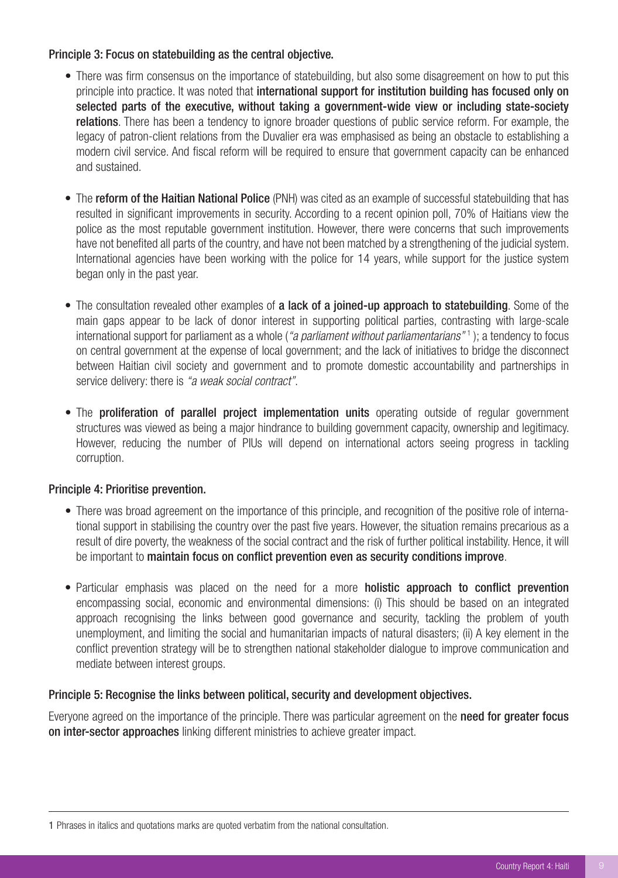**Principle 3: Focus on statebuilding as the central objective.**

- There was firm consensus on the importance of statebuilding, but also some disagreement on how to put this principle into practice. It was noted that **international support for institution building has focused only on selected parts of the executive, without taking a government-wide view or including state-society relations**. There has been a tendency to ignore broader questions of public service reform. For example, the legacy of patron-client relations from the Duvalier era was emphasised as being an obstacle to establishing a modern civil service. And fiscal reform will be required to ensure that government capacity can be enhanced and sustained.

- The **reform of the Haitian National Police** (PNH) was cited as an example of successful statebuilding that has resulted in significant improvements in security. According to a recent opinion poll, 70% of Haitians view the police as the most reputable government institution. However, there were concerns that such improvements have not benefited all parts of the country, and have not been matched by a strengthening of the judicial system. International agencies have been working with the police for 14 years, while support for the justice system began only in the past year.

- The consultation revealed other examples of **a lack of a joined-up approach to statebuilding**. Some of the main gaps appear to be lack of donor interest in supporting political parties, contrasting with large-scale international support for parliament as a whole (*"a parliament without parliamentarians"*[1]); a tendency to focus on central government at the expense of local government; and the lack of initiatives to bridge the disconnect between Haitian civil society and government and to promote domestic accountability and partnerships in service delivery: there is *"a weak social contract"*.

- The **proliferation of parallel project implementation units** operating outside of regular government structures was viewed as being a major hindrance to building government capacity, ownership and legitimacy. However, reducing the number of PIUs will depend on international actors seeing progress in tackling corruption.

**Principle 4: Prioritise prevention.**

- There was broad agreement on the importance of this principle, and recognition of the positive role of international support in stabilising the country over the past five years. However, the situation remains precarious as a result of dire poverty, the weakness of the social contract and the risk of further political instability. Hence, it will be important to **maintain focus on conflict prevention even as security conditions improve**.

- Particular emphasis was placed on the need for a more **holistic approach to conflict prevention** encompassing social, economic and environmental dimensions: (i) This should be based on an integrated approach recognising the links between good governance and security, tackling the problem of youth unemployment, and limiting the social and humanitarian impacts of natural disasters; (ii) A key element in the conflict prevention strategy will be to strengthen national stakeholder dialogue to improve communication and mediate between interest groups.

**Principle 5: Recognise the links between political, security and development objectives.**

Everyone agreed on the importance of the principle. There was particular agreement on the **need for greater focus on inter-sector approaches** linking different ministries to achieve greater impact.

---

1 Phrases in italics and quotations marks are quoted verbatim from the national consultation.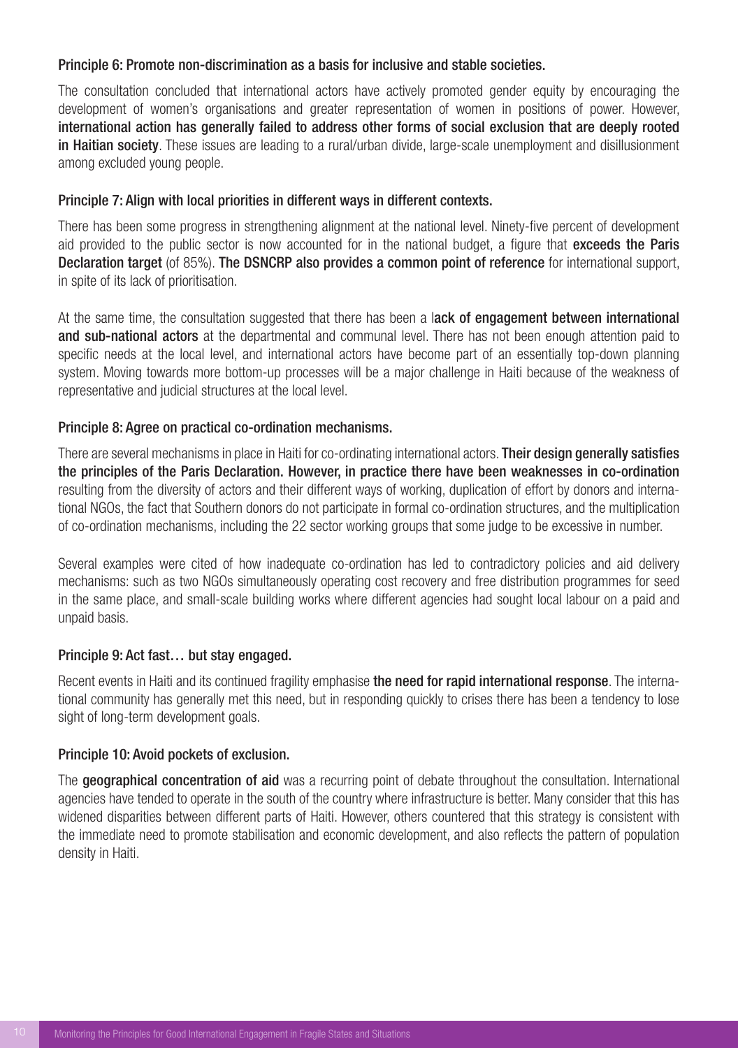**Principle 6: Promote non-discrimination as a basis for inclusive and stable societies.**

The consultation concluded that international actors have actively promoted gender equity by encouraging the development of women's organisations and greater representation of women in positions of power. However, **international action has generally failed to address other forms of social exclusion that are deeply rooted in Haitian society**. These issues are leading to a rural/urban divide, large-scale unemployment and disillusionment among excluded young people.

**Principle 7: Align with local priorities in different ways in different contexts.**

There has been some progress in strengthening alignment at the national level. Ninety-five percent of development aid provided to the public sector is now accounted for in the national budget, a figure that **exceeds the Paris Declaration target** (of 85%). **The DSNCRP also provides a common point of reference** for international support, in spite of its lack of prioritisation.

At the same time, the consultation suggested that there has been a **lack of engagement between international and sub-national actors** at the departmental and communal level. There has not been enough attention paid to specific needs at the local level, and international actors have become part of an essentially top-down planning system. Moving towards more bottom-up processes will be a major challenge in Haiti because of the weakness of representative and judicial structures at the local level.

**Principle 8: Agree on practical co-ordination mechanisms.**

There are several mechanisms in place in Haiti for co-ordinating international actors. **Their design generally satisfies the principles of the Paris Declaration. However, in practice there have been weaknesses in co-ordination** resulting from the diversity of actors and their different ways of working, duplication of effort by donors and international NGOs, the fact that Southern donors do not participate in formal co-ordination structures, and the multiplication of co-ordination mechanisms, including the 22 sector working groups that some judge to be excessive in number.

Several examples were cited of how inadequate co-ordination has led to contradictory policies and aid delivery mechanisms: such as two NGOs simultaneously operating cost recovery and free distribution programmes for seed in the same place, and small-scale building works where different agencies had sought local labour on a paid and unpaid basis.

**Principle 9: Act fast… but stay engaged.**

Recent events in Haiti and its continued fragility emphasise **the need for rapid international response**. The international community has generally met this need, but in responding quickly to crises there has been a tendency to lose sight of long-term development goals.

**Principle 10: Avoid pockets of exclusion.**

The **geographical concentration of aid** was a recurring point of debate throughout the consultation. International agencies have tended to operate in the south of the country where infrastructure is better. Many consider that this has widened disparities between different parts of Haiti. However, others countered that this strategy is consistent with the immediate need to promote stabilisation and economic development, and also reflects the pattern of population density in Haiti.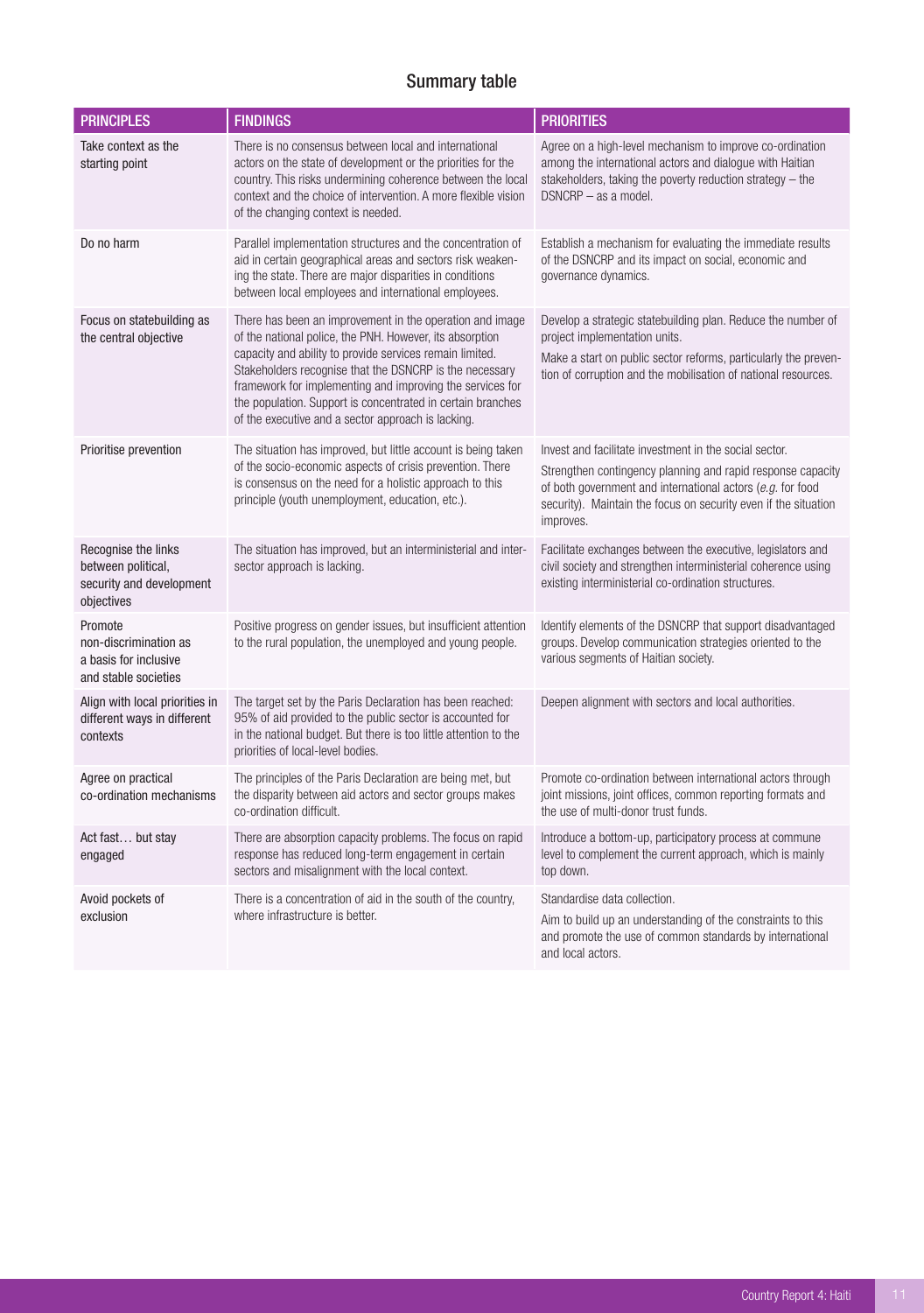## Summary table

| PRINCIPLES | FINDINGS | PRIORITIES |
|---|---|---|
| Take context as the starting point | There is no consensus between local and international actors on the state of development or the priorities for the country. This risks undermining coherence between the local context and the choice of intervention. A more flexible vision of the changing context is needed. | Agree on a high-level mechanism to improve co-ordination among the international actors and dialogue with Haitian stakeholders, taking the poverty reduction strategy – the DSNCRP – as a model. |
| Do no harm | Parallel implementation structures and the concentration of aid in certain geographical areas and sectors risk weakening the state. There are major disparities in conditions between local employees and international employees. | Establish a mechanism for evaluating the immediate results of the DSNCRP and its impact on social, economic and governance dynamics. |
| Focus on statebuilding as the central objective | There has been an improvement in the operation and image of the national police, the PNH. However, its absorption capacity and ability to provide services remain limited. Stakeholders recognise that the DSNCRP is the necessary framework for implementing and improving the services for the population. Support is concentrated in certain branches of the executive and a sector approach is lacking. | Develop a strategic statebuilding plan. Reduce the number of project implementation units.<br>Make a start on public sector reforms, particularly the prevention of corruption and the mobilisation of national resources. |
| Prioritise prevention | The situation has improved, but little account is being taken of the socio-economic aspects of crisis prevention. There is consensus on the need for a holistic approach to this principle (youth unemployment, education, etc.). | Invest and facilitate investment in the social sector.<br>Strengthen contingency planning and rapid response capacity of both government and international actors (*e.g.* for food security). Maintain the focus on security even if the situation improves. |
| Recognise the links between political, security and development objectives | The situation has improved, but an interministerial and inter-sector approach is lacking. | Facilitate exchanges between the executive, legislators and civil society and strengthen interministerial coherence using existing interministerial co-ordination structures. |
| Promote non-discrimination as a basis for inclusive and stable societies | Positive progress on gender issues, but insufficient attention to the rural population, the unemployed and young people. | Identify elements of the DSNCRP that support disadvantaged groups. Develop communication strategies oriented to the various segments of Haitian society. |
| Align with local priorities in different ways in different contexts | The target set by the Paris Declaration has been reached: 95% of aid provided to the public sector is accounted for in the national budget. But there is too little attention to the priorities of local-level bodies. | Deepen alignment with sectors and local authorities. |
| Agree on practical co-ordination mechanisms | The principles of the Paris Declaration are being met, but the disparity between aid actors and sector groups makes co-ordination difficult. | Promote co-ordination between international actors through joint missions, joint offices, common reporting formats and the use of multi-donor trust funds. |
| Act fast… but stay engaged | There are absorption capacity problems. The focus on rapid response has reduced long-term engagement in certain sectors and misalignment with the local context. | Introduce a bottom-up, participatory process at commune level to complement the current approach, which is mainly top down. |
| Avoid pockets of exclusion | There is a concentration of aid in the south of the country, where infrastructure is better. | Standardise data collection.<br>Aim to build up an understanding of the constraints to this and promote the use of common standards by international and local actors. |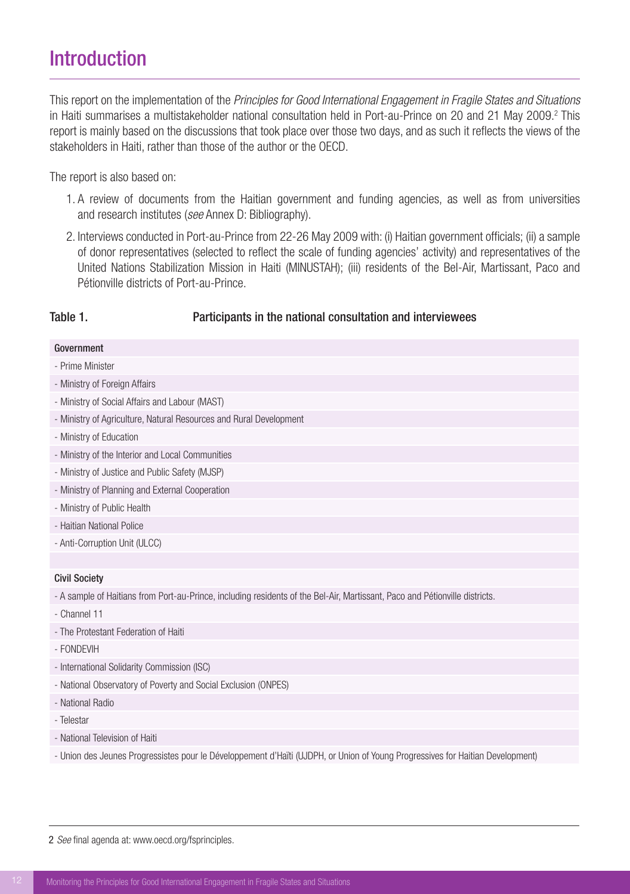# Introduction

This report on the implementation of the *Principles for Good International Engagement in Fragile States and Situations* in Haiti summarises a multistakeholder national consultation held in Port-au-Prince on 20 and 21 May 2009.[2] This report is mainly based on the discussions that took place over those two days, and as such it reflects the views of the stakeholders in Haiti, rather than those of the author or the OECD.

The report is also based on:

1. A review of documents from the Haitian government and funding agencies, as well as from universities and research institutes (*see* Annex D: Bibliography).
2. Interviews conducted in Port-au-Prince from 22-26 May 2009 with: (i) Haitian government officials; (ii) a sample of donor representatives (selected to reflect the scale of funding agencies' activity) and representatives of the United Nations Stabilization Mission in Haiti (MINUSTAH); (iii) residents of the Bel-Air, Martissant, Paco and Pétionville districts of Port-au-Prince.

**Table 1. Participants in the national consultation and interviewees**

| **Government** |
|---|
| - Prime Minister |
| - Ministry of Foreign Affairs |
| - Ministry of Social Affairs and Labour (MAST) |
| - Ministry of Agriculture, Natural Resources and Rural Development |
| - Ministry of Education |
| - Ministry of the Interior and Local Communities |
| - Ministry of Justice and Public Safety (MJSP) |
| - Ministry of Planning and External Cooperation |
| - Ministry of Public Health |
| - Haitian National Police |
| - Anti-Corruption Unit (ULCC) |
| |
| **Civil Society** |
| - A sample of Haitians from Port-au-Prince, including residents of the Bel-Air, Martissant, Paco and Pétionville districts. |
| - Channel 11 |
| - The Protestant Federation of Haiti |
| - FONDEVIH |
| - International Solidarity Commission (ISC) |
| - National Observatory of Poverty and Social Exclusion (ONPES) |
| - National Radio |
| - Telestar |
| - National Television of Haiti |
| - Union des Jeunes Progressistes pour le Développement d'Haïti (UJDPH, or Union of Young Progressives for Haitian Development) |

2 *See* final agenda at: www.oecd.org/fsprinciples.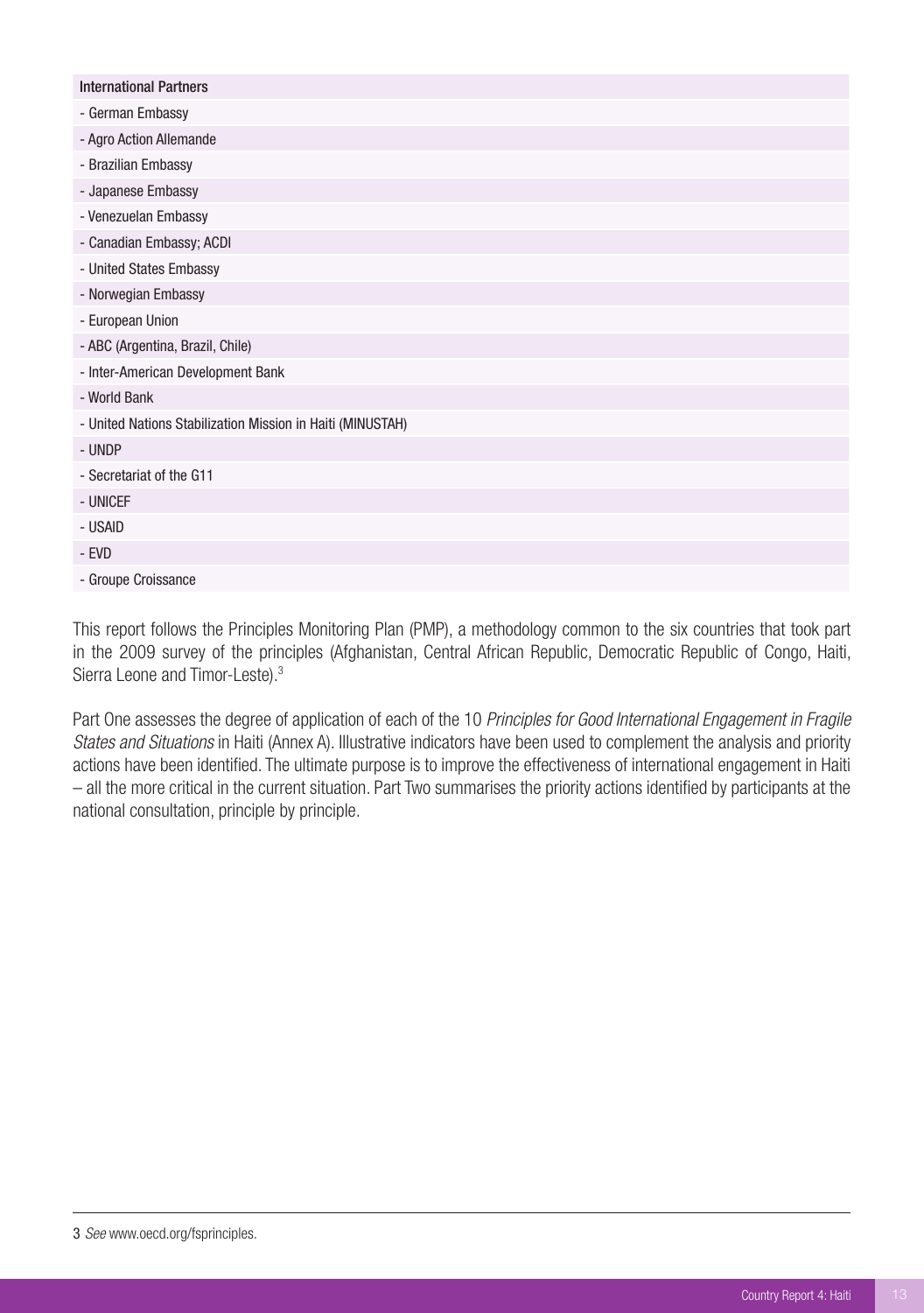| International Partners |
| --- |
| - German Embassy |
| - Agro Action Allemande |
| - Brazilian Embassy |
| - Japanese Embassy |
| - Venezuelan Embassy |
| - Canadian Embassy; ACDI |
| - United States Embassy |
| - Norwegian Embassy |
| - European Union |
| - ABC (Argentina, Brazil, Chile) |
| - Inter-American Development Bank |
| - World Bank |
| - United Nations Stabilization Mission in Haiti (MINUSTAH) |
| - UNDP |
| - Secretariat of the G11 |
| - UNICEF |
| - USAID |
| - EVD |
| - Groupe Croissance |

This report follows the Principles Monitoring Plan (PMP), a methodology common to the six countries that took part in the 2009 survey of the principles (Afghanistan, Central African Republic, Democratic Republic of Congo, Haiti, Sierra Leone and Timor-Leste).[3]

Part One assesses the degree of application of each of the 10 *Principles for Good International Engagement in Fragile States and Situations* in Haiti (Annex A). Illustrative indicators have been used to complement the analysis and priority actions have been identified. The ultimate purpose is to improve the effectiveness of international engagement in Haiti – all the more critical in the current situation. Part Two summarises the priority actions identified by participants at the national consultation, principle by principle.

3 *See* www.oecd.org/fsprinciples.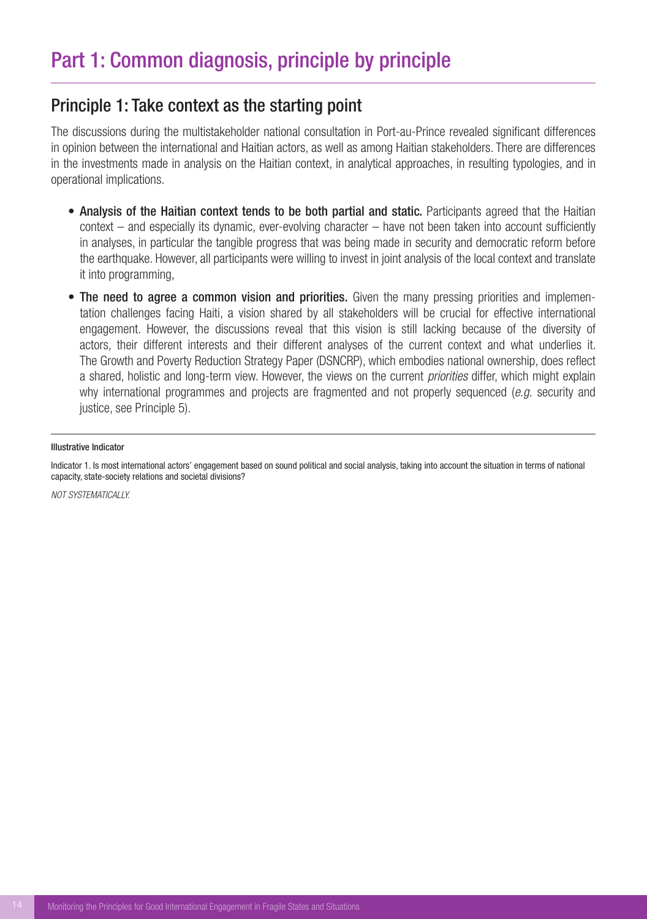# Part 1: Common diagnosis, principle by principle

## Principle 1: Take context as the starting point

The discussions during the multistakeholder national consultation in Port-au-Prince revealed significant differences in opinion between the international and Haitian actors, as well as among Haitian stakeholders. There are differences in the investments made in analysis on the Haitian context, in analytical approaches, in resulting typologies, and in operational implications.

- **Analysis of the Haitian context tends to be both partial and static.** Participants agreed that the Haitian context – and especially its dynamic, ever-evolving character – have not been taken into account sufficiently in analyses, in particular the tangible progress that was being made in security and democratic reform before the earthquake. However, all participants were willing to invest in joint analysis of the local context and translate it into programming,
- **The need to agree a common vision and priorities.** Given the many pressing priorities and implementation challenges facing Haiti, a vision shared by all stakeholders will be crucial for effective international engagement. However, the discussions reveal that this vision is still lacking because of the diversity of actors, their different interests and their different analyses of the current context and what underlies it. The Growth and Poverty Reduction Strategy Paper (DSNCRP), which embodies national ownership, does reflect a shared, holistic and long-term view. However, the views on the current *priorities* differ, which might explain why international programmes and projects are fragmented and not properly sequenced (*e.g.* security and justice, see Principle 5).

---

**Illustrative Indicator**

Indicator 1. Is most international actors' engagement based on sound political and social analysis, taking into account the situation in terms of national capacity, state-society relations and societal divisions?

*NOT SYSTEMATICALLY.*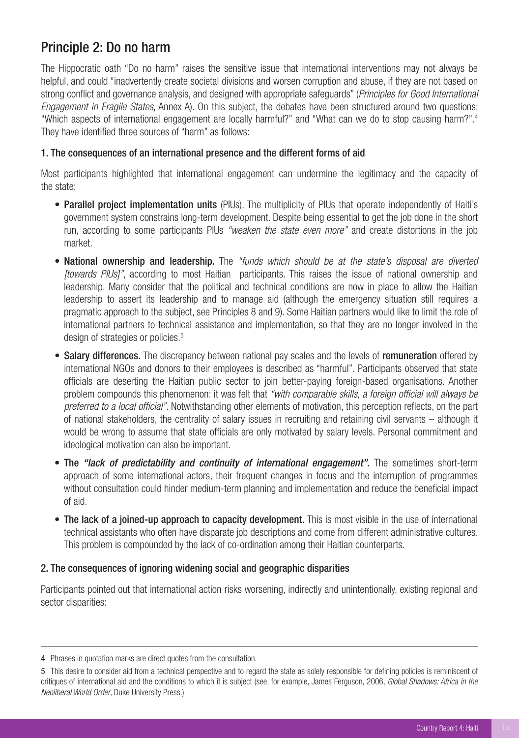## Principle 2: Do no harm

The Hippocratic oath "Do no harm" raises the sensitive issue that international interventions may not always be helpful, and could "inadvertently create societal divisions and worsen corruption and abuse, if they are not based on strong conflict and governance analysis, and designed with appropriate safeguards" (*Principles for Good International Engagement in Fragile States*, Annex A). On this subject, the debates have been structured around two questions: "Which aspects of international engagement are locally harmful?" and "What can we do to stop causing harm?".[4] They have identified three sources of "harm" as follows:

### 1. The consequences of an international presence and the different forms of aid

Most participants highlighted that international engagement can undermine the legitimacy and the capacity of the state:

- **Parallel project implementation units** (PIUs). The multiplicity of PIUs that operate independently of Haiti's government system constrains long-term development. Despite being essential to get the job done in the short run, according to some participants PIUs *"weaken the state even more"* and create distortions in the job market.
- **National ownership and leadership.** The *"funds which should be at the state's disposal are diverted [towards PIUs]"*, according to most Haitian participants. This raises the issue of national ownership and leadership. Many consider that the political and technical conditions are now in place to allow the Haitian leadership to assert its leadership and to manage aid (although the emergency situation still requires a pragmatic approach to the subject, see Principles 8 and 9). Some Haitian partners would like to limit the role of international partners to technical assistance and implementation, so that they are no longer involved in the design of strategies or policies.[5]
- **Salary differences.** The discrepancy between national pay scales and the levels of **remuneration** offered by international NGOs and donors to their employees is described as "harmful". Participants observed that state officials are deserting the Haitian public sector to join better-paying foreign-based organisations. Another problem compounds this phenomenon: it was felt that *"with comparable skills, a foreign official will always be preferred to a local official"*. Notwithstanding other elements of motivation, this perception reflects, on the part of national stakeholders, the centrality of salary issues in recruiting and retaining civil servants – although it would be wrong to assume that state officials are only motivated by salary levels. Personal commitment and ideological motivation can also be important.
- **The *"lack of predictability and continuity of international engagement"*.** The sometimes short-term approach of some international actors, their frequent changes in focus and the interruption of programmes without consultation could hinder medium-term planning and implementation and reduce the beneficial impact of aid.
- **The lack of a joined-up approach to capacity development.** This is most visible in the use of international technical assistants who often have disparate job descriptions and come from different administrative cultures. This problem is compounded by the lack of co-ordination among their Haitian counterparts.

### 2. The consequences of ignoring widening social and geographic disparities

Participants pointed out that international action risks worsening, indirectly and unintentionally, existing regional and sector disparities:

---

4 Phrases in quotation marks are direct quotes from the consultation.

5 This desire to consider aid from a technical perspective and to regard the state as solely responsible for defining policies is reminiscent of critiques of international aid and the conditions to which it is subject (see, for example, James Ferguson, 2006, *Global Shadows: Africa in the Neoliberal World Order*, Duke University Press.)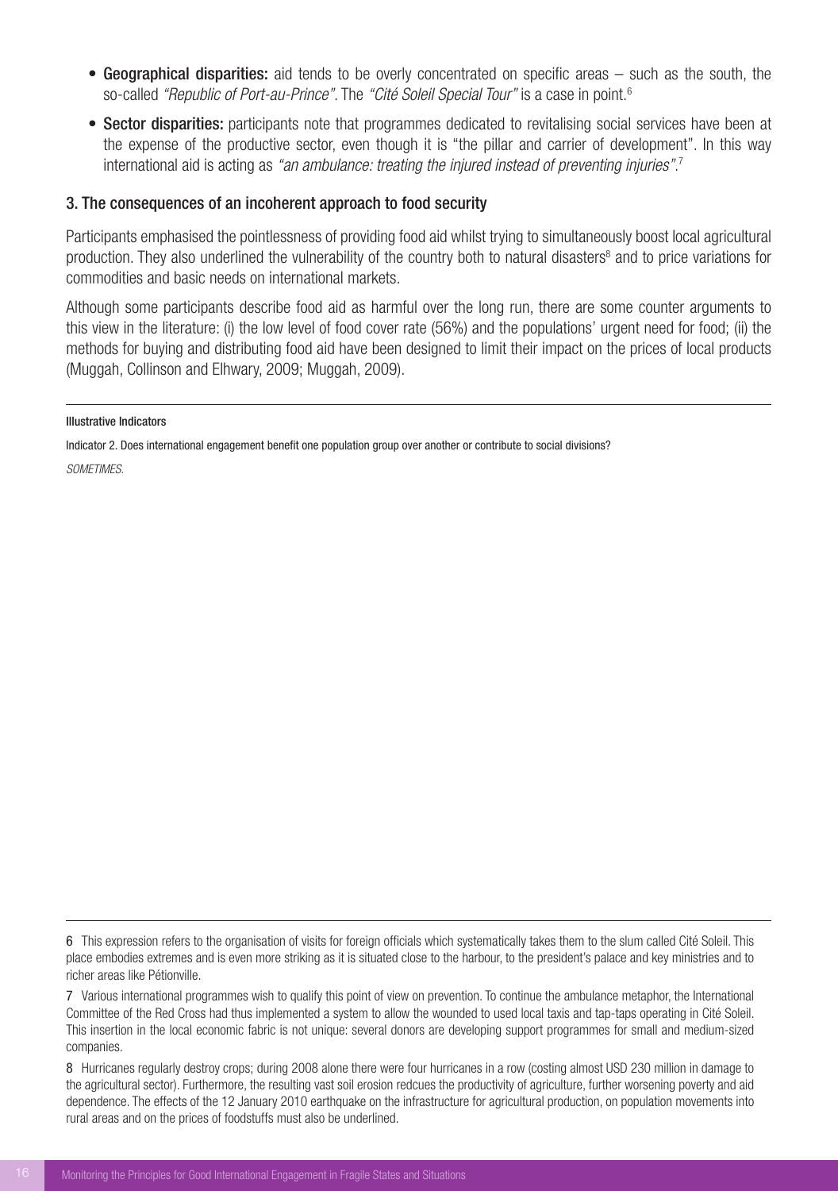- **Geographical disparities:** aid tends to be overly concentrated on specific areas – such as the south, the so-called *"Republic of Port-au-Prince"*. The *"Cité Soleil Special Tour"* is a case in point.[6]
- **Sector disparities:** participants note that programmes dedicated to revitalising social services have been at the expense of the productive sector, even though it is "the pillar and carrier of development". In this way international aid is acting as *"an ambulance: treating the injured instead of preventing injuries"*.[7]

### 3. The consequences of an incoherent approach to food security

Participants emphasised the pointlessness of providing food aid whilst trying to simultaneously boost local agricultural production. They also underlined the vulnerability of the country both to natural disasters[8] and to price variations for commodities and basic needs on international markets.

Although some participants describe food aid as harmful over the long run, there are some counter arguments to this view in the literature: (i) the low level of food cover rate (56%) and the populations' urgent need for food; (ii) the methods for buying and distributing food aid have been designed to limit their impact on the prices of local products (Muggah, Collinson and Elhwary, 2009; Muggah, 2009).

---

**Illustrative Indicators**

Indicator 2. Does international engagement benefit one population group over another or contribute to social divisions?

*SOMETIMES.*

---

6 This expression refers to the organisation of visits for foreign officials which systematically takes them to the slum called Cité Soleil. This place embodies extremes and is even more striking as it is situated close to the harbour, to the president's palace and key ministries and to richer areas like Pétionville.

7 Various international programmes wish to qualify this point of view on prevention. To continue the ambulance metaphor, the International Committee of the Red Cross had thus implemented a system to allow the wounded to used local taxis and tap-taps operating in Cité Soleil. This insertion in the local economic fabric is not unique: several donors are developing support programmes for small and medium-sized companies.

8 Hurricanes regularly destroy crops; during 2008 alone there were four hurricanes in a row (costing almost USD 230 million in damage to the agricultural sector). Furthermore, the resulting vast soil erosion redcues the productivity of agriculture, further worsening poverty and aid dependence. The effects of the 12 January 2010 earthquake on the infrastructure for agricultural production, on population movements into rural areas and on the prices of foodstuffs must also be underlined.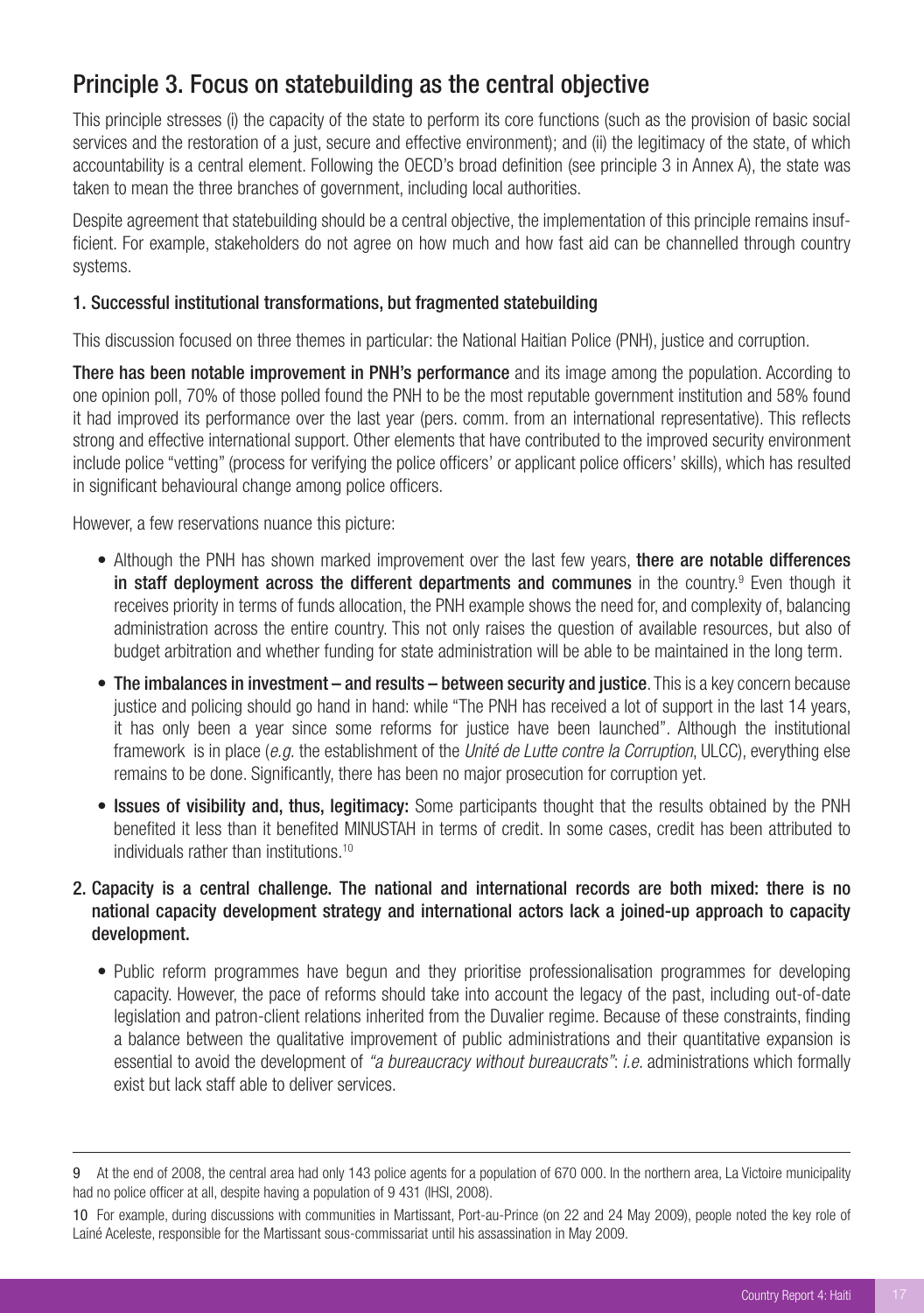## Principle 3. Focus on statebuilding as the central objective

This principle stresses (i) the capacity of the state to perform its core functions (such as the provision of basic social services and the restoration of a just, secure and effective environment); and (ii) the legitimacy of the state, of which accountability is a central element. Following the OECD's broad definition (see principle 3 in Annex A), the state was taken to mean the three branches of government, including local authorities.

Despite agreement that statebuilding should be a central objective, the implementation of this principle remains insufficient. For example, stakeholders do not agree on how much and how fast aid can be channelled through country systems.

### 1. Successful institutional transformations, but fragmented statebuilding

This discussion focused on three themes in particular: the National Haitian Police (PNH), justice and corruption.

**There has been notable improvement in PNH's performance** and its image among the population. According to one opinion poll, 70% of those polled found the PNH to be the most reputable government institution and 58% found it had improved its performance over the last year (pers. comm. from an international representative). This reflects strong and effective international support. Other elements that have contributed to the improved security environment include police "vetting" (process for verifying the police officers' or applicant police officers' skills), which has resulted in significant behavioural change among police officers.

However, a few reservations nuance this picture:

- Although the PNH has shown marked improvement over the last few years, **there are notable differences in staff deployment across the different departments and communes** in the country.[9] Even though it receives priority in terms of funds allocation, the PNH example shows the need for, and complexity of, balancing administration across the entire country. This not only raises the question of available resources, but also of budget arbitration and whether funding for state administration will be able to be maintained in the long term.
- **The imbalances in investment – and results – between security and justice**. This is a key concern because justice and policing should go hand in hand: while "The PNH has received a lot of support in the last 14 years, it has only been a year since some reforms for justice have been launched". Although the institutional framework is in place (*e.g.* the establishment of the *Unité de Lutte contre la Corruption*, ULCC), everything else remains to be done. Significantly, there has been no major prosecution for corruption yet.
- **Issues of visibility and, thus, legitimacy:** Some participants thought that the results obtained by the PNH benefited it less than it benefited MINUSTAH in terms of credit. In some cases, credit has been attributed to individuals rather than institutions.[10]

### 2. Capacity is a central challenge. The national and international records are both mixed: there is no national capacity development strategy and international actors lack a joined-up approach to capacity development.

- Public reform programmes have begun and they prioritise professionalisation programmes for developing capacity. However, the pace of reforms should take into account the legacy of the past, including out-of-date legislation and patron-client relations inherited from the Duvalier regime. Because of these constraints, finding a balance between the qualitative improvement of public administrations and their quantitative expansion is essential to avoid the development of *"a bureaucracy without bureaucrats"*: *i.e.* administrations which formally exist but lack staff able to deliver services.

---

9 At the end of 2008, the central area had only 143 police agents for a population of 670 000. In the northern area, La Victoire municipality had no police officer at all, despite having a population of 9 431 (IHSI, 2008).

10 For example, during discussions with communities in Martissant, Port-au-Prince (on 22 and 24 May 2009), people noted the key role of Lainé Aceleste, responsible for the Martissant sous-commissariat until his assassination in May 2009.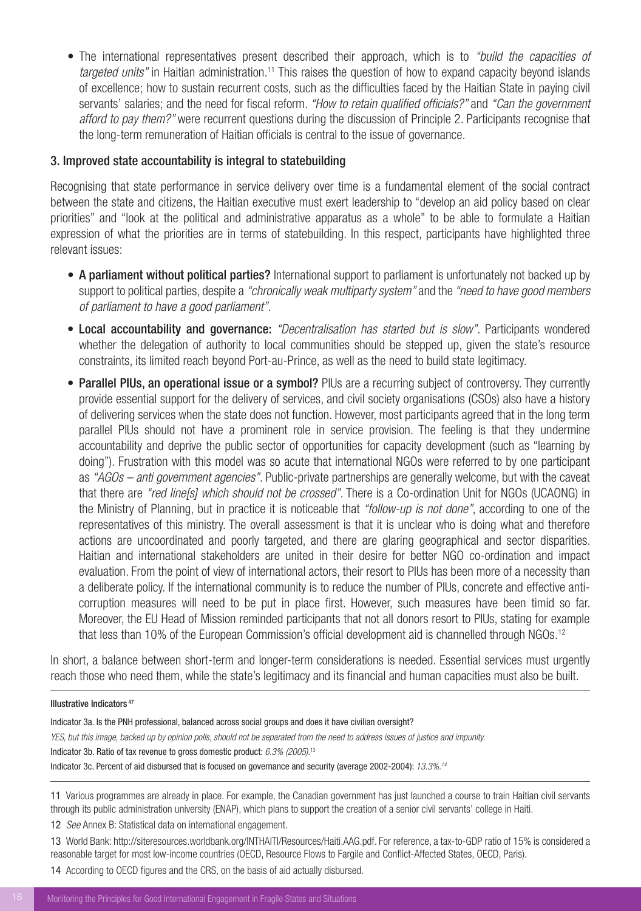- The international representatives present described their approach, which is to *"build the capacities of targeted units"* in Haitian administration.[11] This raises the question of how to expand capacity beyond islands of excellence; how to sustain recurrent costs, such as the difficulties faced by the Haitian State in paying civil servants' salaries; and the need for fiscal reform. *"How to retain qualified officials?"* and *"Can the government afford to pay them?"* were recurrent questions during the discussion of Principle 2. Participants recognise that the long-term remuneration of Haitian officials is central to the issue of governance.

### 3. Improved state accountability is integral to statebuilding

Recognising that state performance in service delivery over time is a fundamental element of the social contract between the state and citizens, the Haitian executive must exert leadership to "develop an aid policy based on clear priorities" and "look at the political and administrative apparatus as a whole" to be able to formulate a Haitian expression of what the priorities are in terms of statebuilding. In this respect, participants have highlighted three relevant issues:

- **A parliament without political parties?** International support to parliament is unfortunately not backed up by support to political parties, despite a *"chronically weak multiparty system"* and the *"need to have good members of parliament to have a good parliament"*.
- **Local accountability and governance:** *"Decentralisation has started but is slow"*. Participants wondered whether the delegation of authority to local communities should be stepped up, given the state's resource constraints, its limited reach beyond Port-au-Prince, as well as the need to build state legitimacy.
- **Parallel PIUs, an operational issue or a symbol?** PIUs are a recurring subject of controversy. They currently provide essential support for the delivery of services, and civil society organisations (CSOs) also have a history of delivering services when the state does not function. However, most participants agreed that in the long term parallel PIUs should not have a prominent role in service provision. The feeling is that they undermine accountability and deprive the public sector of opportunities for capacity development (such as "learning by doing"). Frustration with this model was so acute that international NGOs were referred to by one participant as *"AGOs – anti government agencies"*. Public-private partnerships are generally welcome, but with the caveat that there are *"red line[s] which should not be crossed"*. There is a Co-ordination Unit for NGOs (UCAONG) in the Ministry of Planning, but in practice it is noticeable that *"follow-up is not done"*, according to one of the representatives of this ministry. The overall assessment is that it is unclear who is doing what and therefore actions are uncoordinated and poorly targeted, and there are glaring geographical and sector disparities. Haitian and international stakeholders are united in their desire for better NGO co-ordination and impact evaluation. From the point of view of international actors, their resort to PIUs has been more of a necessity than a deliberate policy. If the international community is to reduce the number of PIUs, concrete and effective anti-corruption measures will need to be put in place first. However, such measures have been timid so far. Moreover, the EU Head of Mission reminded participants that not all donors resort to PIUs, stating for example that less than 10% of the European Commission's official development aid is channelled through NGOs.[12]

In short, a balance between short-term and longer-term considerations is needed. Essential services must urgently reach those who need them, while the state's legitimacy and its financial and human capacities must also be built.

**Illustrative Indicators**[47]

Indicator 3a. Is the PNH professional, balanced across social groups and does it have civilian oversight?

*YES, but this image, backed up by opinion polls, should not be separated from the need to address issues of justice and impunity.*

Indicator 3b. Ratio of tax revenue to gross domestic product: *6.3% (2005).*[13]

Indicator 3c. Percent of aid disbursed that is focused on governance and security (average 2002-2004): *13.3%.*[14]

---

11 Various programmes are already in place. For example, the Canadian government has just launched a course to train Haitian civil servants through its public administration university (ENAP), which plans to support the creation of a senior civil servants' college in Haiti.

12 *See* Annex B: Statistical data on international engagement.

13 World Bank: http://siteresources.worldbank.org/INTHAITI/Resources/Haiti.AAG.pdf. For reference, a tax-to-GDP ratio of 15% is considered a reasonable target for most low-income countries (OECD, Resource Flows to Fargile and Conflict-Affected States, OECD, Paris).

14 According to OECD figures and the CRS, on the basis of aid actually disbursed.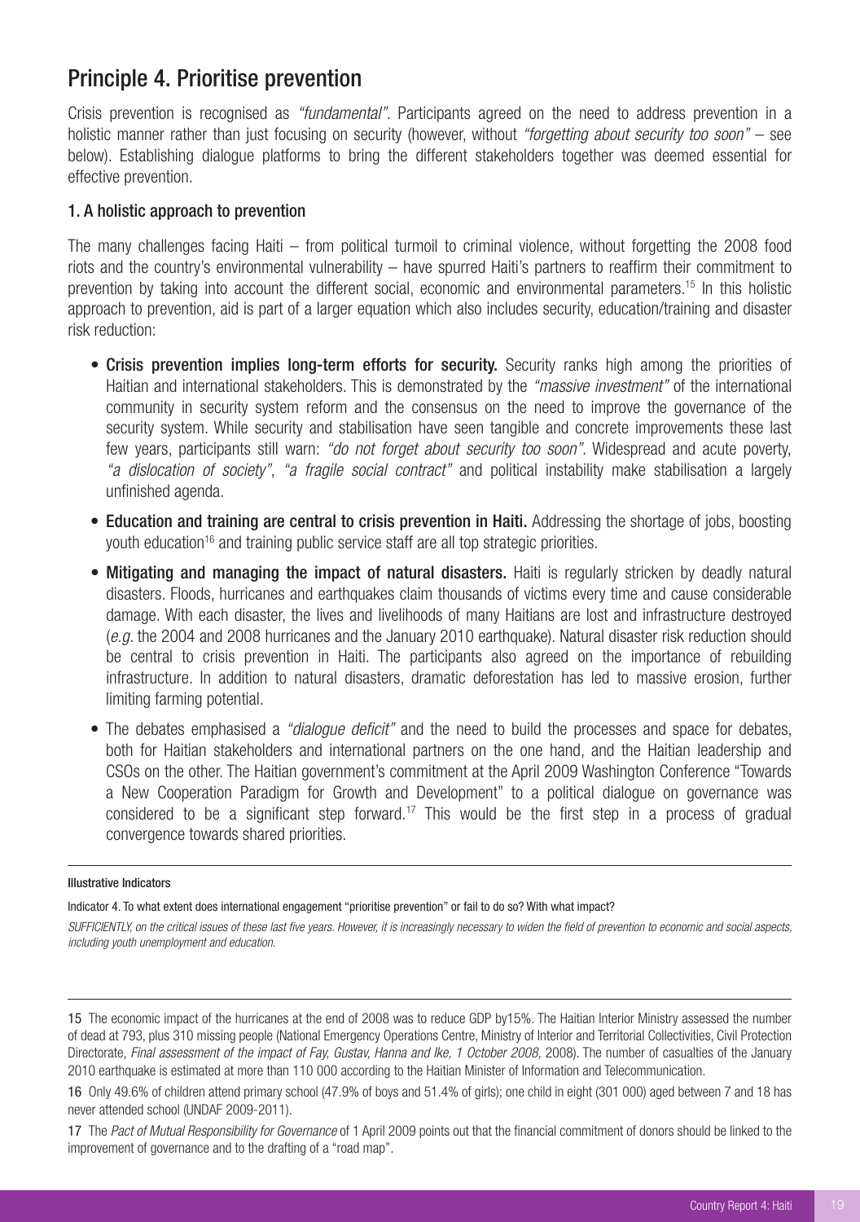## Principle 4. Prioritise prevention

Crisis prevention is recognised as *"fundamental"*. Participants agreed on the need to address prevention in a holistic manner rather than just focusing on security (however, without *"forgetting about security too soon"* – see below). Establishing dialogue platforms to bring the different stakeholders together was deemed essential for effective prevention.

### 1. A holistic approach to prevention

The many challenges facing Haiti – from political turmoil to criminal violence, without forgetting the 2008 food riots and the country's environmental vulnerability – have spurred Haiti's partners to reaffirm their commitment to prevention by taking into account the different social, economic and environmental parameters.[15] In this holistic approach to prevention, aid is part of a larger equation which also includes security, education/training and disaster risk reduction:

- **Crisis prevention implies long-term efforts for security.** Security ranks high among the priorities of Haitian and international stakeholders. This is demonstrated by the *"massive investment"* of the international community in security system reform and the consensus on the need to improve the governance of the security system. While security and stabilisation have seen tangible and concrete improvements these last few years, participants still warn: *"do not forget about security too soon"*. Widespread and acute poverty, *"a dislocation of society"*, *"a fragile social contract"* and political instability make stabilisation a largely unfinished agenda.
- **Education and training are central to crisis prevention in Haiti.** Addressing the shortage of jobs, boosting youth education[16] and training public service staff are all top strategic priorities.
- **Mitigating and managing the impact of natural disasters.** Haiti is regularly stricken by deadly natural disasters. Floods, hurricanes and earthquakes claim thousands of victims every time and cause considerable damage. With each disaster, the lives and livelihoods of many Haitians are lost and infrastructure destroyed (*e.g.* the 2004 and 2008 hurricanes and the January 2010 earthquake). Natural disaster risk reduction should be central to crisis prevention in Haiti. The participants also agreed on the importance of rebuilding infrastructure. In addition to natural disasters, dramatic deforestation has led to massive erosion, further limiting farming potential.
- The debates emphasised a *"dialogue deficit"* and the need to build the processes and space for debates, both for Haitian stakeholders and international partners on the one hand, and the Haitian leadership and CSOs on the other. The Haitian government's commitment at the April 2009 Washington Conference "Towards a New Cooperation Paradigm for Growth and Development" to a political dialogue on governance was considered to be a significant step forward.[17] This would be the first step in a process of gradual convergence towards shared priorities.

**Illustrative Indicators**

Indicator 4. To what extent does international engagement "prioritise prevention" or fail to do so? With what impact?

*SUFFICIENTLY, on the critical issues of these last five years. However, it is increasingly necessary to widen the field of prevention to economic and social aspects, including youth unemployment and education.*

---

15 The economic impact of the hurricanes at the end of 2008 was to reduce GDP by15%. The Haitian Interior Ministry assessed the number of dead at 793, plus 310 missing people (National Emergency Operations Centre, Ministry of Interior and Territorial Collectivities, Civil Protection Directorate, *Final assessment of the impact of Fay, Gustav, Hanna and Ike, 1 October 2008,* 2008). The number of casualties of the January 2010 earthquake is estimated at more than 110 000 according to the Haitian Minister of Information and Telecommunication.

16 Only 49.6% of children attend primary school (47.9% of boys and 51.4% of girls); one child in eight (301 000) aged between 7 and 18 has never attended school (UNDAF 2009-2011).

17 The *Pact of Mutual Responsibility for Governance* of 1 April 2009 points out that the financial commitment of donors should be linked to the improvement of governance and to the drafting of a "road map".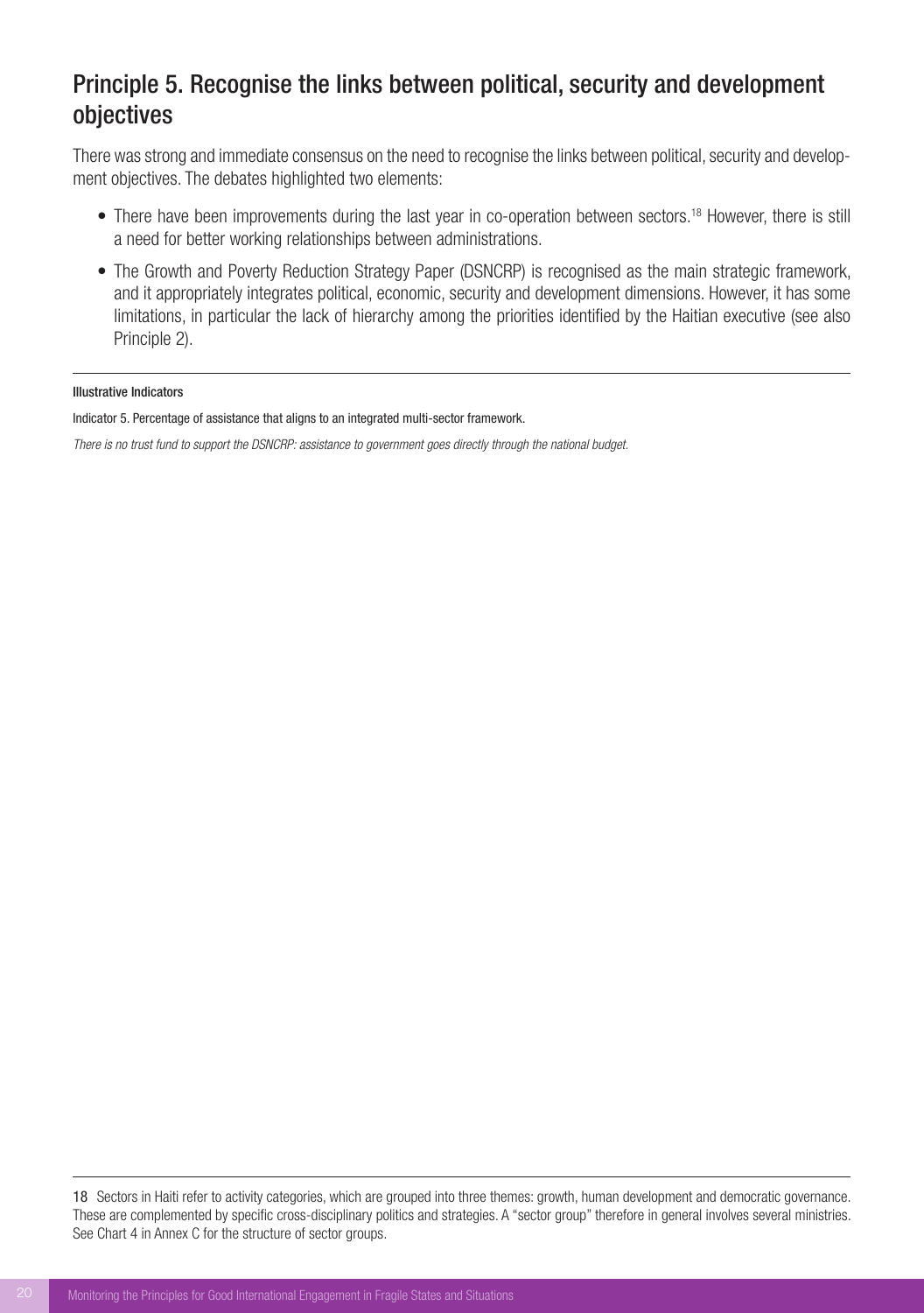## Principle 5. Recognise the links between political, security and development objectives

There was strong and immediate consensus on the need to recognise the links between political, security and development objectives. The debates highlighted two elements:

- There have been improvements during the last year in co-operation between sectors.[18] However, there is still a need for better working relationships between administrations.
- The Growth and Poverty Reduction Strategy Paper (DSNCRP) is recognised as the main strategic framework, and it appropriately integrates political, economic, security and development dimensions. However, it has some limitations, in particular the lack of hierarchy among the priorities identified by the Haitian executive (see also Principle 2).

**Illustrative Indicators**

Indicator 5. Percentage of assistance that aligns to an integrated multi-sector framework.

*There is no trust fund to support the DSNCRP: assistance to government goes directly through the national budget.*

---

18 Sectors in Haiti refer to activity categories, which are grouped into three themes: growth, human development and democratic governance. These are complemented by specific cross-disciplinary politics and strategies. A "sector group" therefore in general involves several ministries. See Chart 4 in Annex C for the structure of sector groups.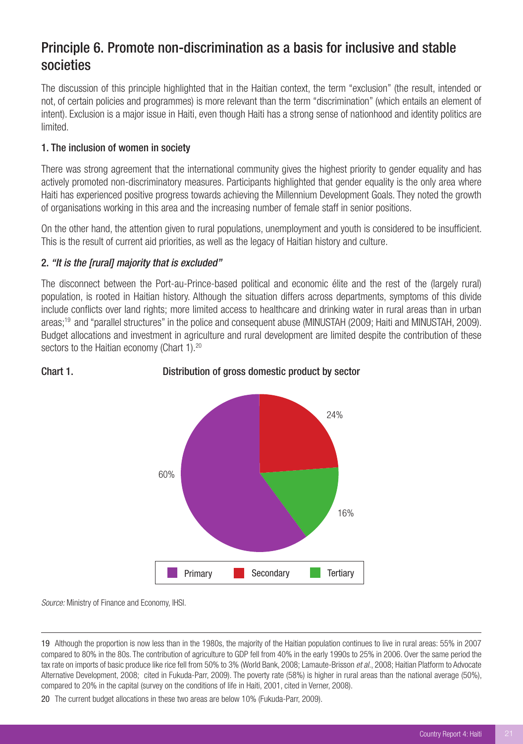## Principle 6. Promote non-discrimination as a basis for inclusive and stable societies

The discussion of this principle highlighted that in the Haitian context, the term "exclusion" (the result, intended or not, of certain policies and programmes) is more relevant than the term "discrimination" (which entails an element of intent). Exclusion is a major issue in Haiti, even though Haiti has a strong sense of nationhood and identity politics are limited.

### 1. The inclusion of women in society

There was strong agreement that the international community gives the highest priority to gender equality and has actively promoted non-discriminatory measures. Participants highlighted that gender equality is the only area where Haiti has experienced positive progress towards achieving the Millennium Development Goals. They noted the growth of organisations working in this area and the increasing number of female staff in senior positions.

On the other hand, the attention given to rural populations, unemployment and youth is considered to be insufficient. This is the result of current aid priorities, as well as the legacy of Haitian history and culture.

### 2. *"It is the [rural] majority that is excluded"*

The disconnect between the Port-au-Prince-based political and economic élite and the rest of the (largely rural) population, is rooted in Haitian history. Although the situation differs across departments, symptoms of this divide include conflicts over land rights; more limited access to healthcare and drinking water in rural areas than in urban areas;[19] and "parallel structures" in the police and consequent abuse (MINUSTAH (2009; Haiti and MINUSTAH, 2009). Budget allocations and investment in agriculture and rural development are limited despite the contribution of these sectors to the Haitian economy (Chart 1).[20]

**Chart 1. Distribution of gross domestic product by sector**

| Sector | Share |
|---|---|
| Primary | 60% |
| Secondary | 24% |
| Tertiary | 16% |

*Source:* Ministry of Finance and Economy, IHSI.

---

19 Although the proportion is now less than in the 1980s, the majority of the Haitian population continues to live in rural areas: 55% in 2007 compared to 80% in the 80s. The contribution of agriculture to GDP fell from 40% in the early 1990s to 25% in 2006. Over the same period the tax rate on imports of basic produce like rice fell from 50% to 3% (World Bank, 2008; Lamaute-Brisson *et al.*, 2008; Haitian Platform to Advocate Alternative Development, 2008; cited in Fukuda-Parr, 2009). The poverty rate (58%) is higher in rural areas than the national average (50%), compared to 20% in the capital (survey on the conditions of life in Haiti, 2001, cited in Verner, 2008).

20 The current budget allocations in these two areas are below 10% (Fukuda-Parr, 2009).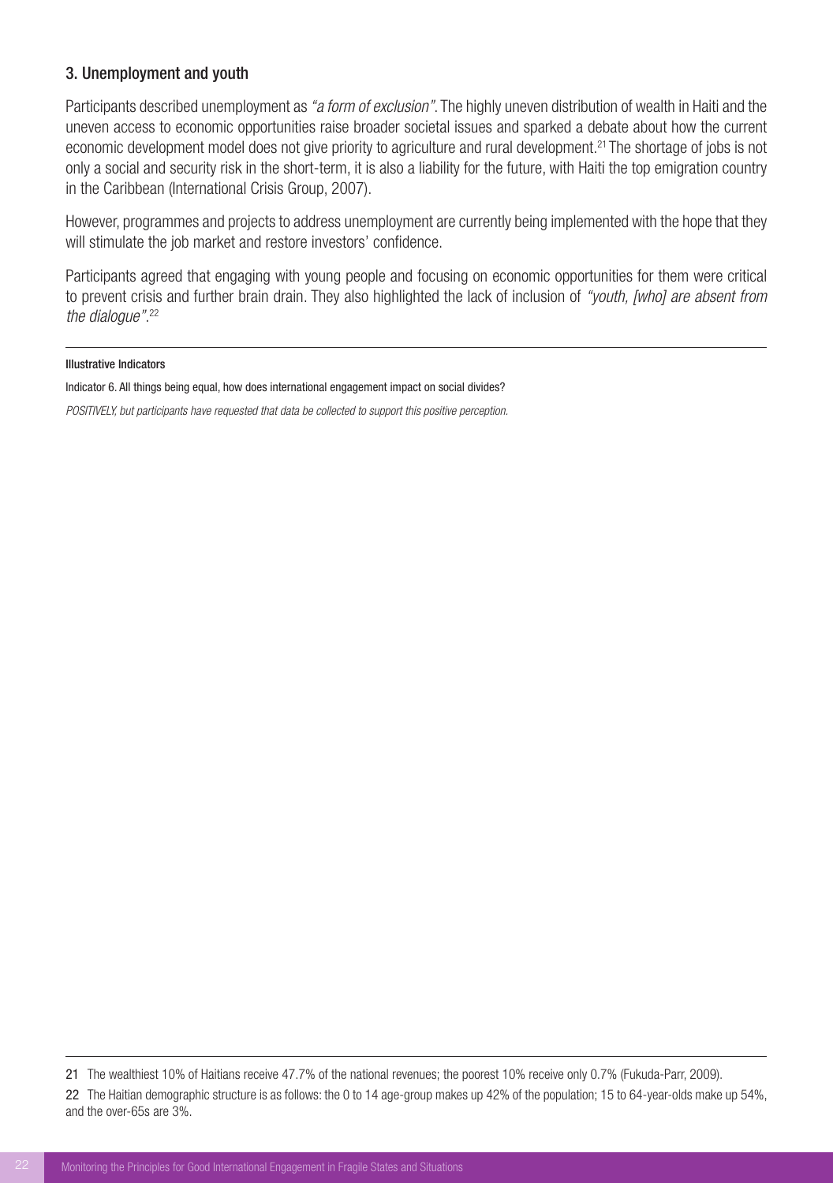### 3. Unemployment and youth

Participants described unemployment as *"a form of exclusion"*. The highly uneven distribution of wealth in Haiti and the uneven access to economic opportunities raise broader societal issues and sparked a debate about how the current economic development model does not give priority to agriculture and rural development.[21] The shortage of jobs is not only a social and security risk in the short-term, it is also a liability for the future, with Haiti the top emigration country in the Caribbean (International Crisis Group, 2007).

However, programmes and projects to address unemployment are currently being implemented with the hope that they will stimulate the job market and restore investors' confidence.

Participants agreed that engaging with young people and focusing on economic opportunities for them were critical to prevent crisis and further brain drain. They also highlighted the lack of inclusion of *"youth, [who] are absent from the dialogue"*.[22]

---

**Illustrative Indicators**

Indicator 6. All things being equal, how does international engagement impact on social divides?

*POSITIVELY, but participants have requested that data be collected to support this positive perception.*

---

21 The wealthiest 10% of Haitians receive 47.7% of the national revenues; the poorest 10% receive only 0.7% (Fukuda-Parr, 2009).

22 The Haitian demographic structure is as follows: the 0 to 14 age-group makes up 42% of the population; 15 to 64-year-olds make up 54%, and the over-65s are 3%.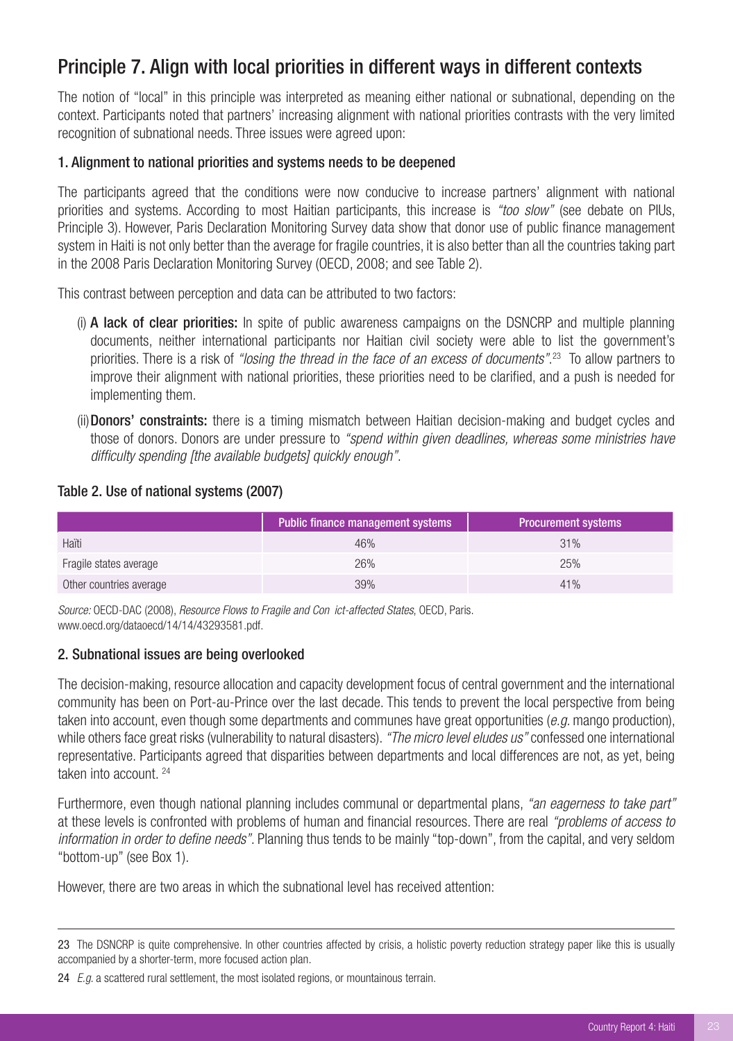## Principle 7. Align with local priorities in different ways in different contexts

The notion of "local" in this principle was interpreted as meaning either national or subnational, depending on the context. Participants noted that partners' increasing alignment with national priorities contrasts with the very limited recognition of subnational needs. Three issues were agreed upon:

### 1. Alignment to national priorities and systems needs to be deepened

The participants agreed that the conditions were now conducive to increase partners' alignment with national priorities and systems. According to most Haitian participants, this increase is *"too slow"* (see debate on PIUs, Principle 3). However, Paris Declaration Monitoring Survey data show that donor use of public finance management system in Haiti is not only better than the average for fragile countries, it is also better than all the countries taking part in the 2008 Paris Declaration Monitoring Survey (OECD, 2008; and see Table 2).

This contrast between perception and data can be attributed to two factors:

(i) **A lack of clear priorities:** In spite of public awareness campaigns on the DSNCRP and multiple planning documents, neither international participants nor Haitian civil society were able to list the government's priorities. There is a risk of *"losing the thread in the face of an excess of documents"*.[23] To allow partners to improve their alignment with national priorities, these priorities need to be clarified, and a push is needed for implementing them.

(ii) **Donors' constraints:** there is a timing mismatch between Haitian decision-making and budget cycles and those of donors. Donors are under pressure to *"spend within given deadlines, whereas some ministries have difficulty spending [the available budgets] quickly enough"*.

**Table 2. Use of national systems (2007)**

| | Public finance management systems | Procurement systems |
|---|---|---|
| Haïti | 46% | 31% |
| Fragile states average | 26% | 25% |
| Other countries average | 39% | 41% |

*Source:* OECD-DAC (2008), *Resource Flows to Fragile and Con ict-affected States*, OECD, Paris. www.oecd.org/dataoecd/14/14/43293581.pdf.

### 2. Subnational issues are being overlooked

The decision-making, resource allocation and capacity development focus of central government and the international community has been on Port-au-Prince over the last decade. This tends to prevent the local perspective from being taken into account, even though some departments and communes have great opportunities (*e.g.* mango production), while others face great risks (vulnerability to natural disasters). *"The micro level eludes us"* confessed one international representative. Participants agreed that disparities between departments and local differences are not, as yet, being taken into account.[24]

Furthermore, even though national planning includes communal or departmental plans, *"an eagerness to take part"* at these levels is confronted with problems of human and financial resources. There are real *"problems of access to information in order to define needs"*. Planning thus tends to be mainly "top-down", from the capital, and very seldom "bottom-up" (see Box 1).

However, there are two areas in which the subnational level has received attention:

---

[23] The DSNCRP is quite comprehensive. In other countries affected by crisis, a holistic poverty reduction strategy paper like this is usually accompanied by a shorter-term, more focused action plan.

[24] *E.g.* a scattered rural settlement, the most isolated regions, or mountainous terrain.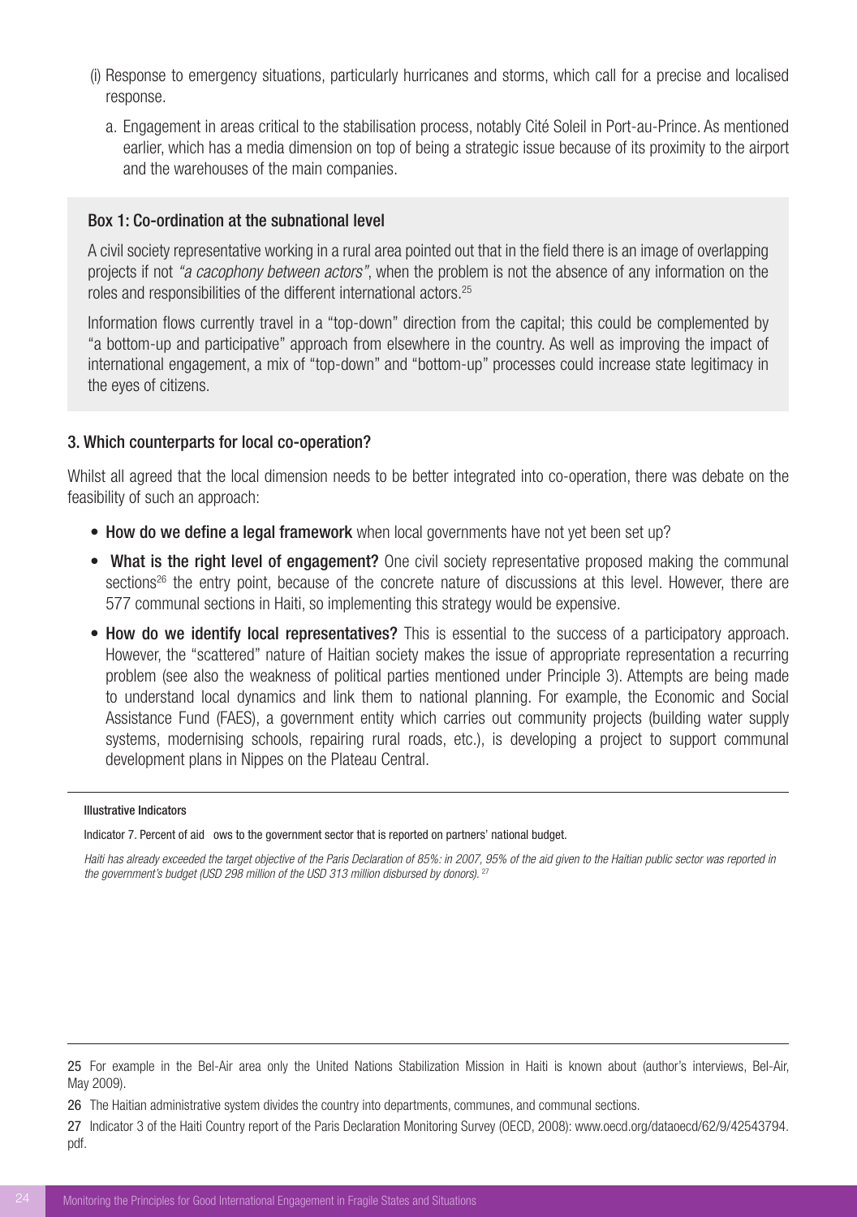(i) Response to emergency situations, particularly hurricanes and storms, which call for a precise and localised response.

   a. Engagement in areas critical to the stabilisation process, notably Cité Soleil in Port-au-Prince. As mentioned earlier, which has a media dimension on top of being a strategic issue because of its proximity to the airport and the warehouses of the main companies.

**Box 1: Co-ordination at the subnational level**

A civil society representative working in a rural area pointed out that in the field there is an image of overlapping projects if not *"a cacophony between actors"*, when the problem is not the absence of any information on the roles and responsibilities of the different international actors.[25]

Information flows currently travel in a "top-down" direction from the capital; this could be complemented by "a bottom-up and participative" approach from elsewhere in the country. As well as improving the impact of international engagement, a mix of "top-down" and "bottom-up" processes could increase state legitimacy in the eyes of citizens.

### 3. Which counterparts for local co-operation?

Whilst all agreed that the local dimension needs to be better integrated into co-operation, there was debate on the feasibility of such an approach:

- **How do we define a legal framework** when local governments have not yet been set up?
- **What is the right level of engagement?** One civil society representative proposed making the communal sections[26] the entry point, because of the concrete nature of discussions at this level. However, there are 577 communal sections in Haiti, so implementing this strategy would be expensive.
- **How do we identify local representatives?** This is essential to the success of a participatory approach. However, the "scattered" nature of Haitian society makes the issue of appropriate representation a recurring problem (see also the weakness of political parties mentioned under Principle 3). Attempts are being made to understand local dynamics and link them to national planning. For example, the Economic and Social Assistance Fund (FAES), a government entity which carries out community projects (building water supply systems, modernising schools, repairing rural roads, etc.), is developing a project to support communal development plans in Nippes on the Plateau Central.

**Illustrative Indicators**

Indicator 7. Percent of aid ows to the government sector that is reported on partners' national budget.

*Haiti has already exceeded the target objective of the Paris Declaration of 85%: in 2007, 95% of the aid given to the Haitian public sector was reported in the government's budget (USD 298 million of the USD 313 million disbursed by donors).*[27]

---

25 For example in the Bel-Air area only the United Nations Stabilization Mission in Haiti is known about (author's interviews, Bel-Air, May 2009).

26 The Haitian administrative system divides the country into departments, communes, and communal sections.

27 Indicator 3 of the Haiti Country report of the Paris Declaration Monitoring Survey (OECD, 2008): www.oecd.org/dataoecd/62/9/42543794.pdf.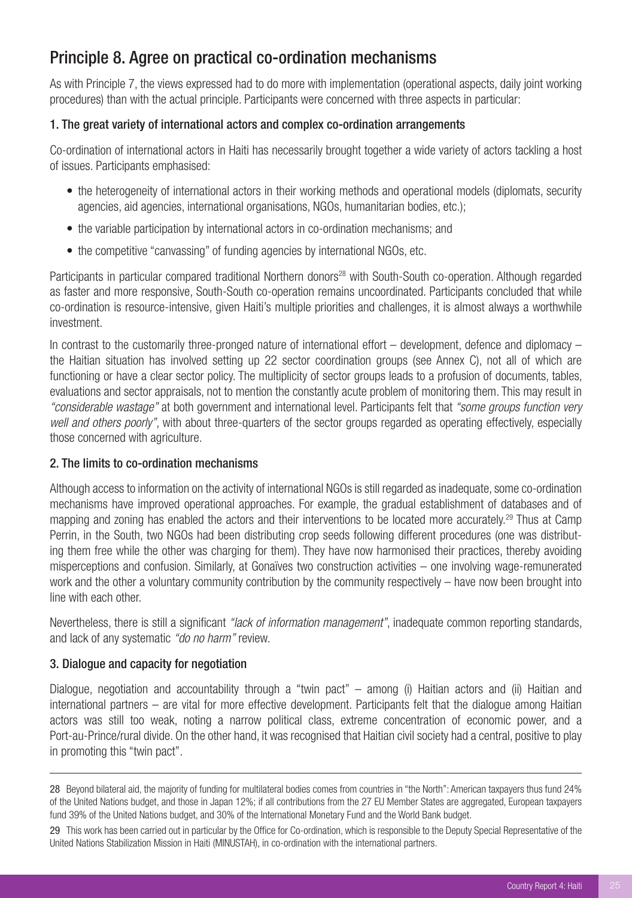## Principle 8. Agree on practical co-ordination mechanisms

As with Principle 7, the views expressed had to do more with implementation (operational aspects, daily joint working procedures) than with the actual principle. Participants were concerned with three aspects in particular:

### 1. The great variety of international actors and complex co-ordination arrangements

Co-ordination of international actors in Haiti has necessarily brought together a wide variety of actors tackling a host of issues. Participants emphasised:

- the heterogeneity of international actors in their working methods and operational models (diplomats, security agencies, aid agencies, international organisations, NGOs, humanitarian bodies, etc.);
- the variable participation by international actors in co-ordination mechanisms; and
- the competitive "canvassing" of funding agencies by international NGOs, etc.

Participants in particular compared traditional Northern donors[28] with South-South co-operation. Although regarded as faster and more responsive, South-South co-operation remains uncoordinated. Participants concluded that while co-ordination is resource-intensive, given Haiti's multiple priorities and challenges, it is almost always a worthwhile investment.

In contrast to the customarily three-pronged nature of international effort – development, defence and diplomacy – the Haitian situation has involved setting up 22 sector coordination groups (see Annex C), not all of which are functioning or have a clear sector policy. The multiplicity of sector groups leads to a profusion of documents, tables, evaluations and sector appraisals, not to mention the constantly acute problem of monitoring them. This may result in *"considerable wastage"* at both government and international level. Participants felt that *"some groups function very well and others poorly"*, with about three-quarters of the sector groups regarded as operating effectively, especially those concerned with agriculture.

### 2. The limits to co-ordination mechanisms

Although access to information on the activity of international NGOs is still regarded as inadequate, some co-ordination mechanisms have improved operational approaches. For example, the gradual establishment of databases and of mapping and zoning has enabled the actors and their interventions to be located more accurately.[29] Thus at Camp Perrin, in the South, two NGOs had been distributing crop seeds following different procedures (one was distributing them free while the other was charging for them). They have now harmonised their practices, thereby avoiding misperceptions and confusion. Similarly, at Gonaïves two construction activities – one involving wage-remunerated work and the other a voluntary community contribution by the community respectively – have now been brought into line with each other.

Nevertheless, there is still a significant *"lack of information management"*, inadequate common reporting standards, and lack of any systematic *"do no harm"* review.

### 3. Dialogue and capacity for negotiation

Dialogue, negotiation and accountability through a "twin pact" – among (i) Haitian actors and (ii) Haitian and international partners – are vital for more effective development. Participants felt that the dialogue among Haitian actors was still too weak, noting a narrow political class, extreme concentration of economic power, and a Port-au-Prince/rural divide. On the other hand, it was recognised that Haitian civil society had a central, positive to play in promoting this "twin pact".

---

28 Beyond bilateral aid, the majority of funding for multilateral bodies comes from countries in "the North": American taxpayers thus fund 24% of the United Nations budget, and those in Japan 12%; if all contributions from the 27 EU Member States are aggregated, European taxpayers fund 39% of the United Nations budget, and 30% of the International Monetary Fund and the World Bank budget.

29 This work has been carried out in particular by the Office for Co-ordination, which is responsible to the Deputy Special Representative of the United Nations Stabilization Mission in Haiti (MINUSTAH), in co-ordination with the international partners.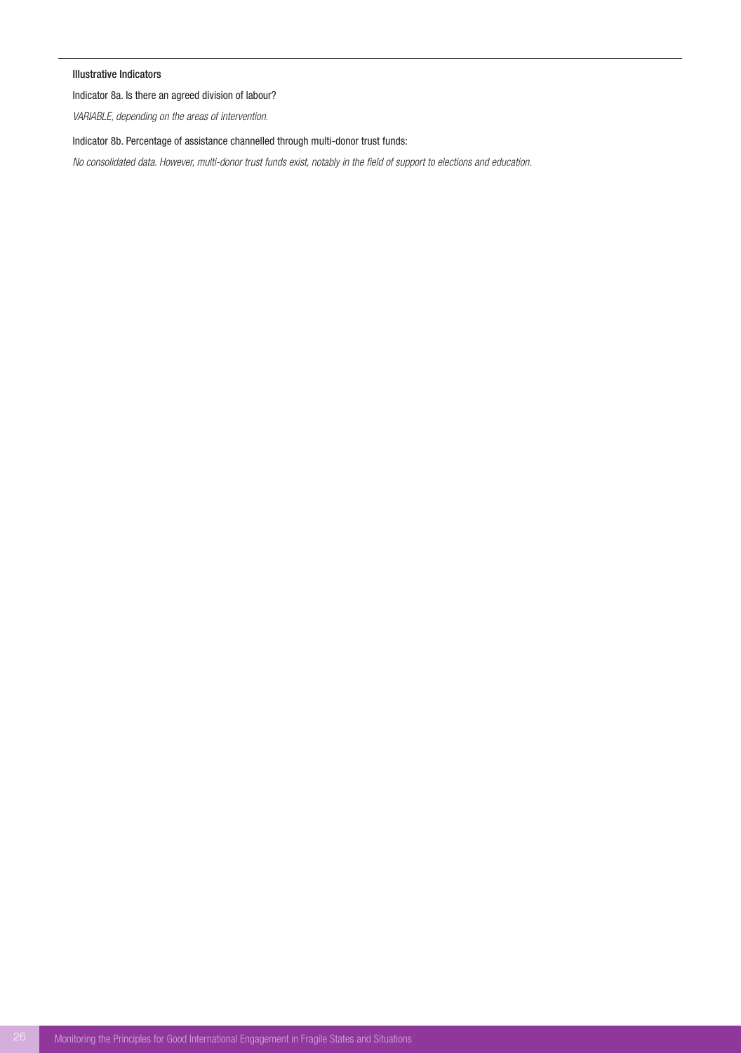#### Illustrative Indicators

Indicator 8a. Is there an agreed division of labour?

*VARIABLE, depending on the areas of intervention.*

Indicator 8b. Percentage of assistance channelled through multi-donor trust funds:

*No consolidated data. However, multi-donor trust funds exist, notably in the field of support to elections and education.*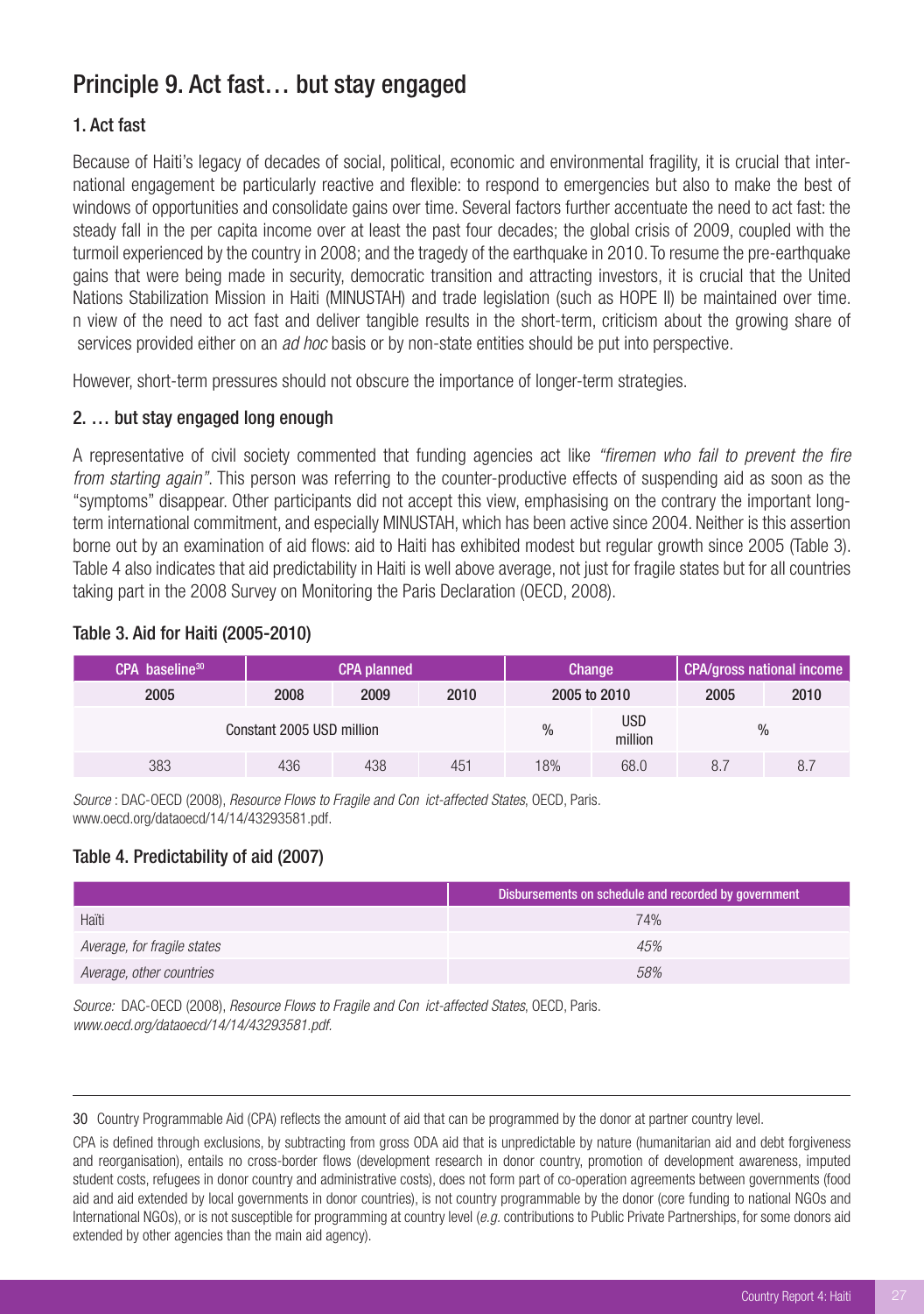# Principle 9. Act fast… but stay engaged

## 1. Act fast

Because of Haiti's legacy of decades of social, political, economic and environmental fragility, it is crucial that international engagement be particularly reactive and flexible: to respond to emergencies but also to make the best of windows of opportunities and consolidate gains over time. Several factors further accentuate the need to act fast: the steady fall in the per capita income over at least the past four decades; the global crisis of 2009, coupled with the turmoil experienced by the country in 2008; and the tragedy of the earthquake in 2010. To resume the pre-earthquake gains that were being made in security, democratic transition and attracting investors, it is crucial that the United Nations Stabilization Mission in Haiti (MINUSTAH) and trade legislation (such as HOPE II) be maintained over time. n view of the need to act fast and deliver tangible results in the short-term, criticism about the growing share of services provided either on an *ad hoc* basis or by non-state entities should be put into perspective.

However, short-term pressures should not obscure the importance of longer-term strategies.

## 2. … but stay engaged long enough

A representative of civil society commented that funding agencies act like *"firemen who fail to prevent the fire from starting again"*. This person was referring to the counter-productive effects of suspending aid as soon as the "symptoms" disappear. Other participants did not accept this view, emphasising on the contrary the important long-term international commitment, and especially MINUSTAH, which has been active since 2004. Neither is this assertion borne out by an examination of aid flows: aid to Haiti has exhibited modest but regular growth since 2005 (Table 3). Table 4 also indicates that aid predictability in Haiti is well above average, not just for fragile states but for all countries taking part in the 2008 Survey on Monitoring the Paris Declaration (OECD, 2008).

### Table 3. Aid for Haiti (2005-2010)

| CPA baseline[30] | CPA planned | | | Change | | CPA/gross national income | |
|---|---|---|---|---|---|---|---|
| 2005 | 2008 | 2009 | 2010 | 2005 to 2010 | | 2005 | 2010 |
| Constant 2005 USD million | | | | % | USD million | % | |
| 383 | 436 | 438 | 451 | 18% | 68.0 | 8.7 | 8.7 |

*Source* : DAC-OECD (2008), *Resource Flows to Fragile and Con ict-affected States*, OECD, Paris. www.oecd.org/dataoecd/14/14/43293581.pdf.

### Table 4. Predictability of aid (2007)

| | Disbursements on schedule and recorded by government |
|---|---|
| Haïti | 74% |
| *Average, for fragile states* | *45%* |
| *Average, other countries* | *58%* |

*Source:* DAC-OECD (2008), *Resource Flows to Fragile and Con ict-affected States*, OECD, Paris. *www.oecd.org/dataoecd/14/14/43293581.pdf.*

---

30 Country Programmable Aid (CPA) reflects the amount of aid that can be programmed by the donor at partner country level.

CPA is defined through exclusions, by subtracting from gross ODA aid that is unpredictable by nature (humanitarian aid and debt forgiveness and reorganisation), entails no cross-border flows (development research in donor country, promotion of development awareness, imputed student costs, refugees in donor country and administrative costs), does not form part of co-operation agreements between governments (food aid and aid extended by local governments in donor countries), is not country programmable by the donor (core funding to national NGOs and International NGOs), or is not susceptible for programming at country level (*e.g.* contributions to Public Private Partnerships, for some donors aid extended by other agencies than the main aid agency).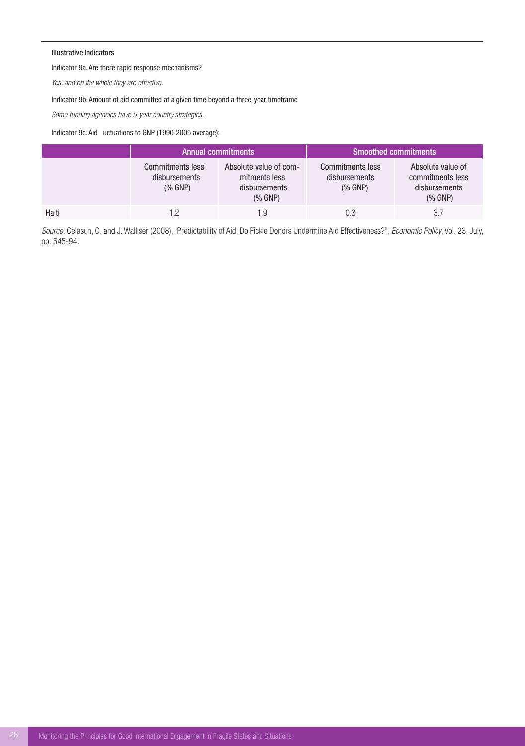**Illustrative Indicators**

Indicator 9a. Are there rapid response mechanisms?

*Yes, and on the whole they are effective.*

Indicator 9b. Amount of aid committed at a given time beyond a three-year timeframe

*Some funding agencies have 5-year country strategies.*

Indicator 9c. Aid uctuations to GNP (1990-2005 average):

| | Annual commitments | | Smoothed commitments | |
|---|---|---|---|---|
| | Commitments less disbursements (% GNP) | Absolute value of commitments less disbursements (% GNP) | Commitments less disbursements (% GNP) | Absolute value of commitments less disbursements (% GNP) |
| Haiti | 1.2 | 1.9 | 0.3 | 3.7 |

*Source:* Celasun, O. and J. Walliser (2008), "Predictability of Aid: Do Fickle Donors Undermine Aid Effectiveness?", *Economic Policy*, Vol. 23, July, pp. 545-94.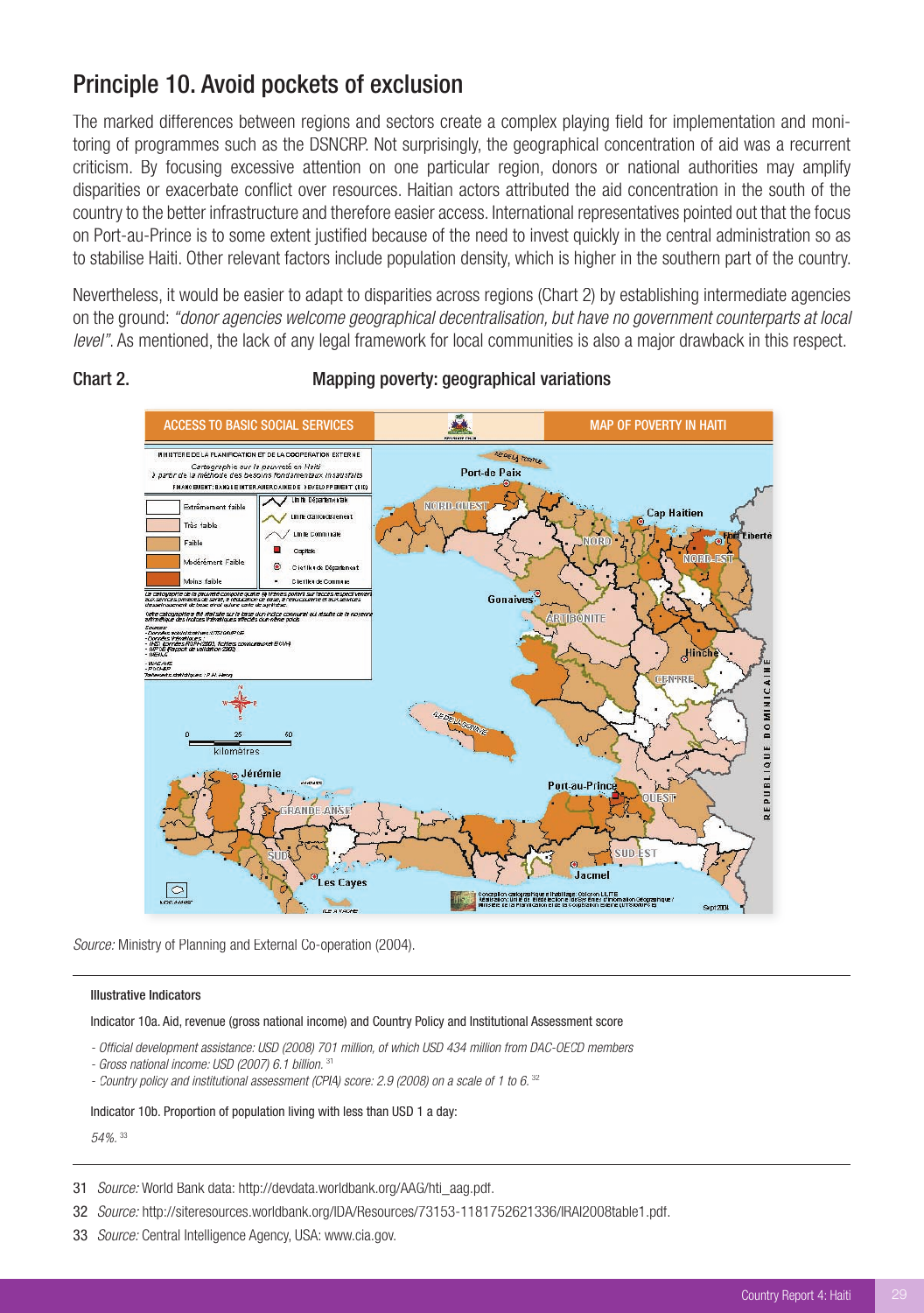## Principle 10. Avoid pockets of exclusion

The marked differences between regions and sectors create a complex playing field for implementation and monitoring of programmes such as the DSNCRP. Not surprisingly, the geographical concentration of aid was a recurrent criticism. By focusing excessive attention on one particular region, donors or national authorities may amplify disparities or exacerbate conflict over resources. Haitian actors attributed the aid concentration in the south of the country to the better infrastructure and therefore easier access. International representatives pointed out that the focus on Port-au-Prince is to some extent justified because of the need to invest quickly in the central administration so as to stabilise Haiti. Other relevant factors include population density, which is higher in the southern part of the country.

Nevertheless, it would be easier to adapt to disparities across regions (Chart 2) by establishing intermediate agencies on the ground: *"donor agencies welcome geographical decentralisation, but have no government counterparts at local level"*. As mentioned, the lack of any legal framework for local communities is also a major drawback in this respect.

**Chart 2. Mapping poverty: geographical variations**

*Source:* Ministry of Planning and External Co-operation (2004).

---

**Illustrative Indicators**

Indicator 10a. Aid, revenue (gross national income) and Country Policy and Institutional Assessment score

- *Official development assistance: USD (2008) 701 million, of which USD 434 million from DAC-OECD members*
- *Gross national income: USD (2007) 6.1 billion.* [31]
- *Country policy and institutional assessment (CPIA) score: 2.9 (2008) on a scale of 1 to 6.* [32]

Indicator 10b. Proportion of population living with less than USD 1 a day:

*54%.* [33]

---

31 *Source:* World Bank data: http://devdata.worldbank.org/AAG/hti_aag.pdf.

32 *Source:* http://siteresources.worldbank.org/IDA/Resources/73153-1181752621336/IRAI2008table1.pdf.

33 *Source:* Central Intelligence Agency, USA: www.cia.gov.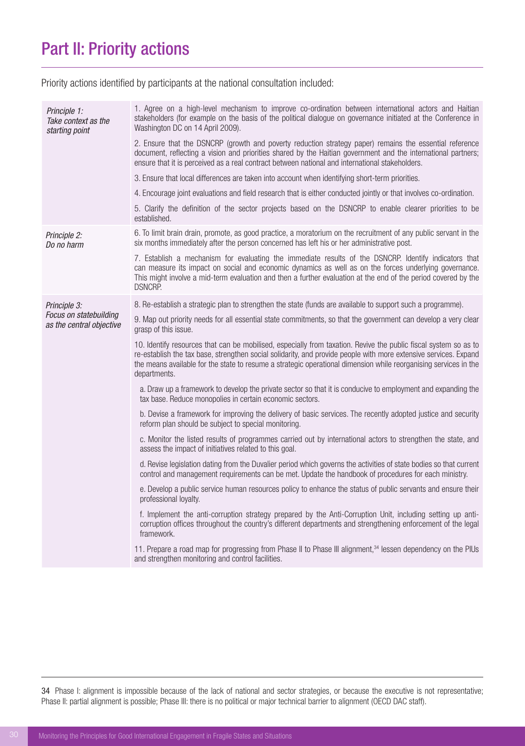# Part II: Priority actions

Priority actions identified by participants at the national consultation included:

| | |
|---|---|
| *Principle 1: Take context as the starting point* | 1. Agree on a high-level mechanism to improve co-ordination between international actors and Haitian stakeholders (for example on the basis of the political dialogue on governance initiated at the Conference in Washington DC on 14 April 2009). |
| | 2. Ensure that the DSNCRP (growth and poverty reduction strategy paper) remains the essential reference document, reflecting a vision and priorities shared by the Haitian government and the international partners; ensure that it is perceived as a real contract between national and international stakeholders. |
| | 3. Ensure that local differences are taken into account when identifying short-term priorities. |
| | 4. Encourage joint evaluations and field research that is either conducted jointly or that involves co-ordination. |
| | 5. Clarify the definition of the sector projects based on the DSNCRP to enable clearer priorities to be established. |
| *Principle 2: Do no harm* | 6. To limit brain drain, promote, as good practice, a moratorium on the recruitment of any public servant in the six months immediately after the person concerned has left his or her administrative post. |
| | 7. Establish a mechanism for evaluating the immediate results of the DSNCRP. Identify indicators that can measure its impact on social and economic dynamics as well as on the forces underlying governance. This might involve a mid-term evaluation and then a further evaluation at the end of the period covered by the DSNCRP. |
| *Principle 3: Focus on statebuilding as the central objective* | 8. Re-establish a strategic plan to strengthen the state (funds are available to support such a programme). |
| | 9. Map out priority needs for all essential state commitments, so that the government can develop a very clear grasp of this issue. |
| | 10. Identify resources that can be mobilised, especially from taxation. Revive the public fiscal system so as to re-establish the tax base, strengthen social solidarity, and provide people with more extensive services. Expand the means available for the state to resume a strategic operational dimension while reorganising services in the departments. |
| | a. Draw up a framework to develop the private sector so that it is conducive to employment and expanding the tax base. Reduce monopolies in certain economic sectors. |
| | b. Devise a framework for improving the delivery of basic services. The recently adopted justice and security reform plan should be subject to special monitoring. |
| | c. Monitor the listed results of programmes carried out by international actors to strengthen the state, and assess the impact of initiatives related to this goal. |
| | d. Revise legislation dating from the Duvalier period which governs the activities of state bodies so that current control and management requirements can be met. Update the handbook of procedures for each ministry. |
| | e. Develop a public service human resources policy to enhance the status of public servants and ensure their professional loyalty. |
| | f. Implement the anti-corruption strategy prepared by the Anti-Corruption Unit, including setting up anti-corruption offices throughout the country's different departments and strengthening enforcement of the legal framework. |
| | 11. Prepare a road map for progressing from Phase II to Phase III alignment,[34] lessen dependency on the PIUs and strengthen monitoring and control facilities. |

34 Phase I: alignment is impossible because of the lack of national and sector strategies, or because the executive is not representative; Phase II: partial alignment is possible; Phase III: there is no political or major technical barrier to alignment (OECD DAC staff).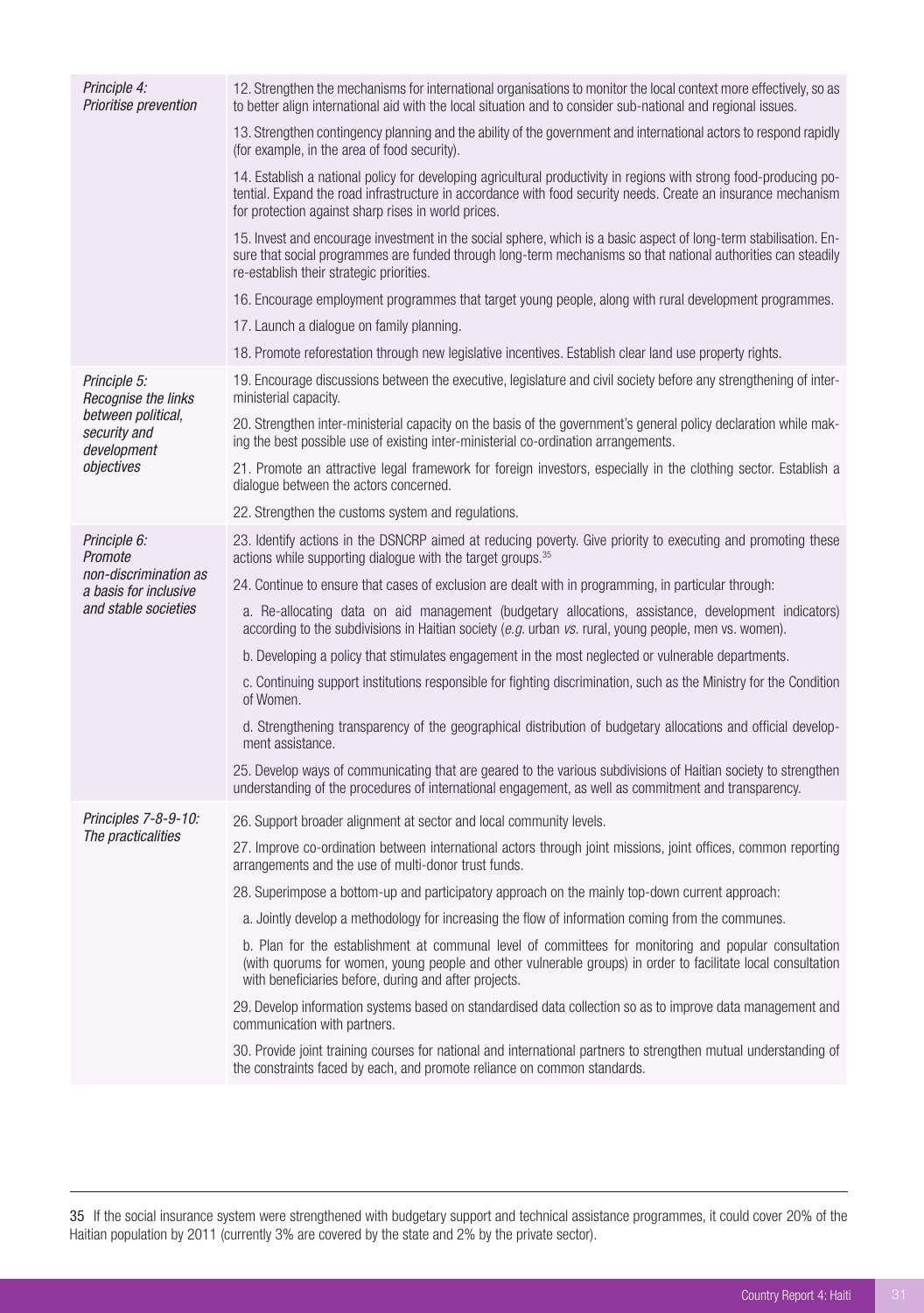| | |
|---|---|
| *Principle 4: Prioritise prevention* | 12. Strengthen the mechanisms for international organisations to monitor the local context more effectively, so as to better align international aid with the local situation and to consider sub-national and regional issues. |
| | 13. Strengthen contingency planning and the ability of the government and international actors to respond rapidly (for example, in the area of food security). |
| | 14. Establish a national policy for developing agricultural productivity in regions with strong food-producing potential. Expand the road infrastructure in accordance with food security needs. Create an insurance mechanism for protection against sharp rises in world prices. |
| | 15. Invest and encourage investment in the social sphere, which is a basic aspect of long-term stabilisation. Ensure that social programmes are funded through long-term mechanisms so that national authorities can steadily re-establish their strategic priorities. |
| | 16. Encourage employment programmes that target young people, along with rural development programmes. |
| | 17. Launch a dialogue on family planning. |
| | 18. Promote reforestation through new legislative incentives. Establish clear land use property rights. |
| *Principle 5: Recognise the links between political, security and development objectives* | 19. Encourage discussions between the executive, legislature and civil society before any strengthening of inter-ministerial capacity. |
| | 20. Strengthen inter-ministerial capacity on the basis of the government's general policy declaration while making the best possible use of existing inter-ministerial co-ordination arrangements. |
| | 21. Promote an attractive legal framework for foreign investors, especially in the clothing sector. Establish a dialogue between the actors concerned. |
| | 22. Strengthen the customs system and regulations. |
| *Principle 6: Promote non-discrimination as a basis for inclusive and stable societies* | 23. Identify actions in the DSNCRP aimed at reducing poverty. Give priority to executing and promoting these actions while supporting dialogue with the target groups.[35] |
| | 24. Continue to ensure that cases of exclusion are dealt with in programming, in particular through: |
| | a. Re-allocating data on aid management (budgetary allocations, assistance, development indicators) according to the subdivisions in Haitian society (*e.g.* urban *vs.* rural, young people, men vs. women). |
| | b. Developing a policy that stimulates engagement in the most neglected or vulnerable departments. |
| | c. Continuing support institutions responsible for fighting discrimination, such as the Ministry for the Condition of Women. |
| | d. Strengthening transparency of the geographical distribution of budgetary allocations and official development assistance. |
| | 25. Develop ways of communicating that are geared to the various subdivisions of Haitian society to strengthen understanding of the procedures of international engagement, as well as commitment and transparency. |
| *Principles 7-8-9-10: The practicalities* | 26. Support broader alignment at sector and local community levels. |
| | 27. Improve co-ordination between international actors through joint missions, joint offices, common reporting arrangements and the use of multi-donor trust funds. |
| | 28. Superimpose a bottom-up and participatory approach on the mainly top-down current approach: |
| | a. Jointly develop a methodology for increasing the flow of information coming from the communes. |
| | b. Plan for the establishment at communal level of committees for monitoring and popular consultation (with quorums for women, young people and other vulnerable groups) in order to facilitate local consultation with beneficiaries before, during and after projects. |
| | 29. Develop information systems based on standardised data collection so as to improve data management and communication with partners. |
| | 30. Provide joint training courses for national and international partners to strengthen mutual understanding of the constraints faced by each, and promote reliance on common standards. |

35 If the social insurance system were strengthened with budgetary support and technical assistance programmes, it could cover 20% of the Haitian population by 2011 (currently 3% are covered by the state and 2% by the private sector).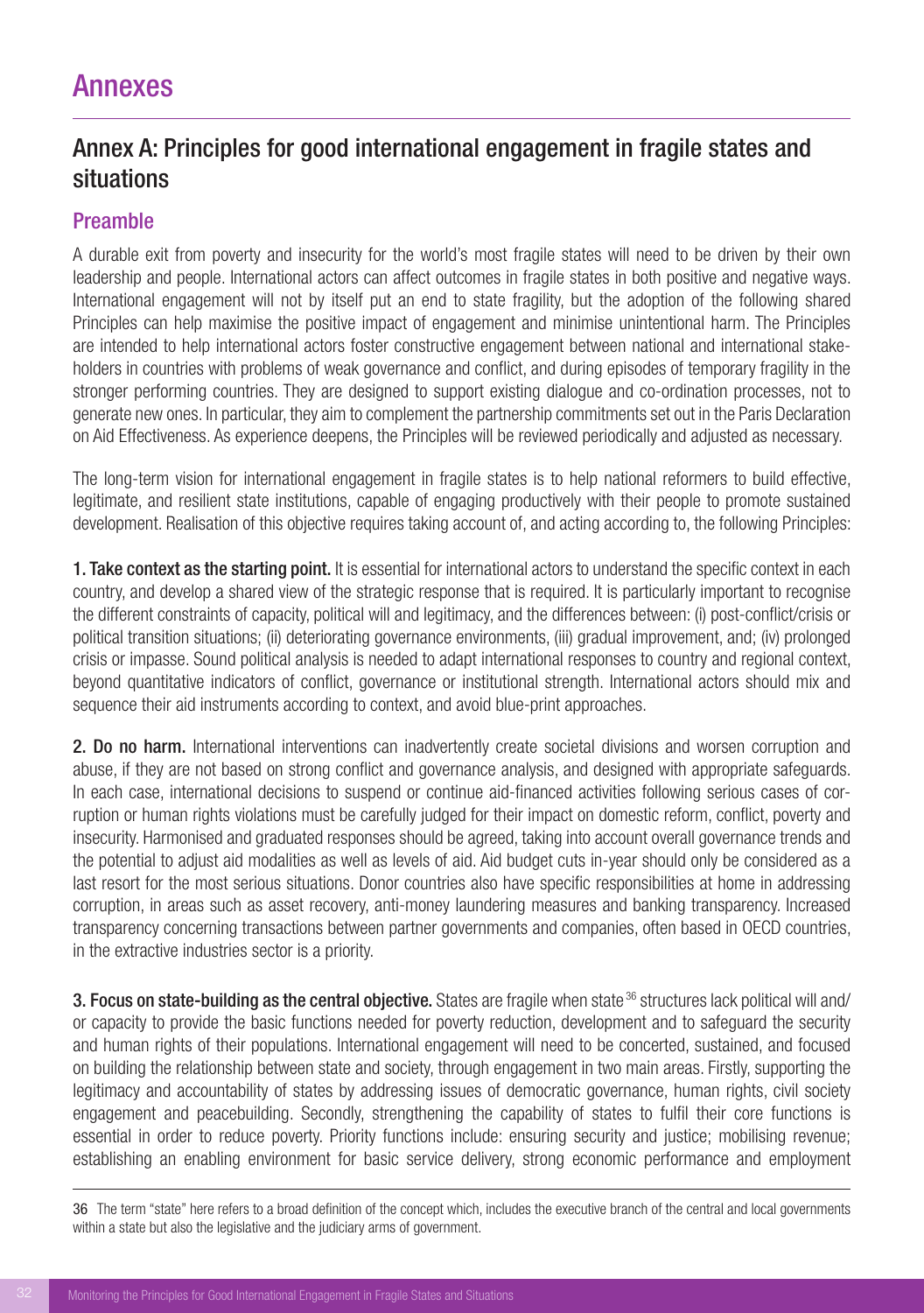# Annexes

## Annex A: Principles for good international engagement in fragile states and situations

### Preamble

A durable exit from poverty and insecurity for the world's most fragile states will need to be driven by their own leadership and people. International actors can affect outcomes in fragile states in both positive and negative ways. International engagement will not by itself put an end to state fragility, but the adoption of the following shared Principles can help maximise the positive impact of engagement and minimise unintentional harm. The Principles are intended to help international actors foster constructive engagement between national and international stakeholders in countries with problems of weak governance and conflict, and during episodes of temporary fragility in the stronger performing countries. They are designed to support existing dialogue and co-ordination processes, not to generate new ones. In particular, they aim to complement the partnership commitments set out in the Paris Declaration on Aid Effectiveness. As experience deepens, the Principles will be reviewed periodically and adjusted as necessary.

The long-term vision for international engagement in fragile states is to help national reformers to build effective, legitimate, and resilient state institutions, capable of engaging productively with their people to promote sustained development. Realisation of this objective requires taking account of, and acting according to, the following Principles:

**1. Take context as the starting point.** It is essential for international actors to understand the specific context in each country, and develop a shared view of the strategic response that is required. It is particularly important to recognise the different constraints of capacity, political will and legitimacy, and the differences between: (i) post-conflict/crisis or political transition situations; (ii) deteriorating governance environments, (iii) gradual improvement, and; (iv) prolonged crisis or impasse. Sound political analysis is needed to adapt international responses to country and regional context, beyond quantitative indicators of conflict, governance or institutional strength. International actors should mix and sequence their aid instruments according to context, and avoid blue-print approaches.

**2. Do no harm.** International interventions can inadvertently create societal divisions and worsen corruption and abuse, if they are not based on strong conflict and governance analysis, and designed with appropriate safeguards. In each case, international decisions to suspend or continue aid-financed activities following serious cases of corruption or human rights violations must be carefully judged for their impact on domestic reform, conflict, poverty and insecurity. Harmonised and graduated responses should be agreed, taking into account overall governance trends and the potential to adjust aid modalities as well as levels of aid. Aid budget cuts in-year should only be considered as a last resort for the most serious situations. Donor countries also have specific responsibilities at home in addressing corruption, in areas such as asset recovery, anti-money laundering measures and banking transparency. Increased transparency concerning transactions between partner governments and companies, often based in OECD countries, in the extractive industries sector is a priority.

**3. Focus on state-building as the central objective.** States are fragile when state[36] structures lack political will and/or capacity to provide the basic functions needed for poverty reduction, development and to safeguard the security and human rights of their populations. International engagement will need to be concerted, sustained, and focused on building the relationship between state and society, through engagement in two main areas. Firstly, supporting the legitimacy and accountability of states by addressing issues of democratic governance, human rights, civil society engagement and peacebuilding. Secondly, strengthening the capability of states to fulfil their core functions is essential in order to reduce poverty. Priority functions include: ensuring security and justice; mobilising revenue; establishing an enabling environment for basic service delivery, strong economic performance and employment

[36] The term "state" here refers to a broad definition of the concept which, includes the executive branch of the central and local governments within a state but also the legislative and the judiciary arms of government.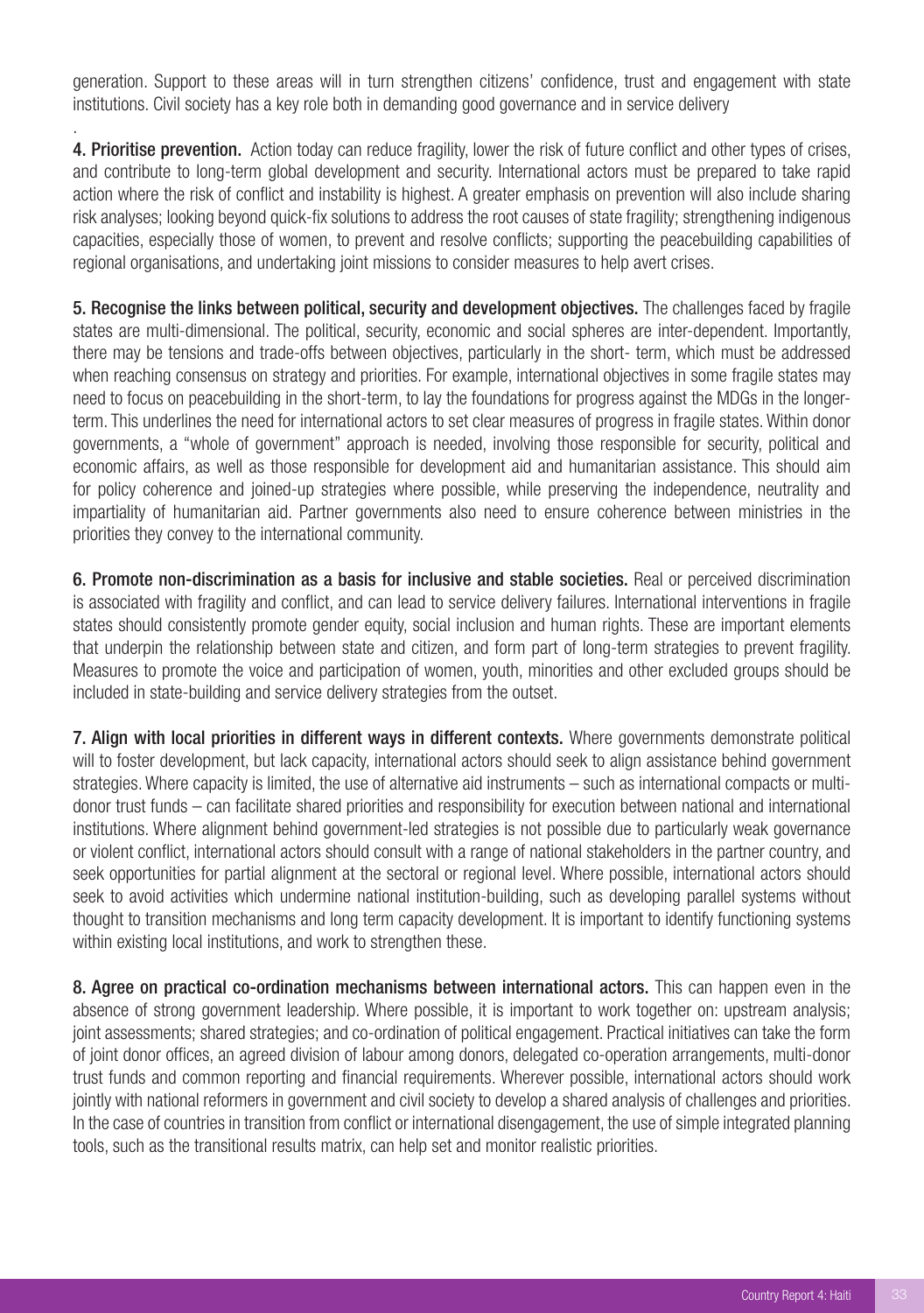generation. Support to these areas will in turn strengthen citizens' confidence, trust and engagement with state institutions. Civil society has a key role both in demanding good governance and in service delivery

.

**4. Prioritise prevention.** Action today can reduce fragility, lower the risk of future conflict and other types of crises, and contribute to long-term global development and security. International actors must be prepared to take rapid action where the risk of conflict and instability is highest. A greater emphasis on prevention will also include sharing risk analyses; looking beyond quick-fix solutions to address the root causes of state fragility; strengthening indigenous capacities, especially those of women, to prevent and resolve conflicts; supporting the peacebuilding capabilities of regional organisations, and undertaking joint missions to consider measures to help avert crises.

**5. Recognise the links between political, security and development objectives.** The challenges faced by fragile states are multi-dimensional. The political, security, economic and social spheres are inter-dependent. Importantly, there may be tensions and trade-offs between objectives, particularly in the short- term, which must be addressed when reaching consensus on strategy and priorities. For example, international objectives in some fragile states may need to focus on peacebuilding in the short-term, to lay the foundations for progress against the MDGs in the longer-term. This underlines the need for international actors to set clear measures of progress in fragile states. Within donor governments, a "whole of government" approach is needed, involving those responsible for security, political and economic affairs, as well as those responsible for development aid and humanitarian assistance. This should aim for policy coherence and joined-up strategies where possible, while preserving the independence, neutrality and impartiality of humanitarian aid. Partner governments also need to ensure coherence between ministries in the priorities they convey to the international community.

**6. Promote non-discrimination as a basis for inclusive and stable societies.** Real or perceived discrimination is associated with fragility and conflict, and can lead to service delivery failures. International interventions in fragile states should consistently promote gender equity, social inclusion and human rights. These are important elements that underpin the relationship between state and citizen, and form part of long-term strategies to prevent fragility. Measures to promote the voice and participation of women, youth, minorities and other excluded groups should be included in state-building and service delivery strategies from the outset.

**7. Align with local priorities in different ways in different contexts.** Where governments demonstrate political will to foster development, but lack capacity, international actors should seek to align assistance behind government strategies. Where capacity is limited, the use of alternative aid instruments – such as international compacts or multi-donor trust funds – can facilitate shared priorities and responsibility for execution between national and international institutions. Where alignment behind government-led strategies is not possible due to particularly weak governance or violent conflict, international actors should consult with a range of national stakeholders in the partner country, and seek opportunities for partial alignment at the sectoral or regional level. Where possible, international actors should seek to avoid activities which undermine national institution-building, such as developing parallel systems without thought to transition mechanisms and long term capacity development. It is important to identify functioning systems within existing local institutions, and work to strengthen these.

**8. Agree on practical co-ordination mechanisms between international actors.** This can happen even in the absence of strong government leadership. Where possible, it is important to work together on: upstream analysis; joint assessments; shared strategies; and co-ordination of political engagement. Practical initiatives can take the form of joint donor offices, an agreed division of labour among donors, delegated co-operation arrangements, multi-donor trust funds and common reporting and financial requirements. Wherever possible, international actors should work jointly with national reformers in government and civil society to develop a shared analysis of challenges and priorities. In the case of countries in transition from conflict or international disengagement, the use of simple integrated planning tools, such as the transitional results matrix, can help set and monitor realistic priorities.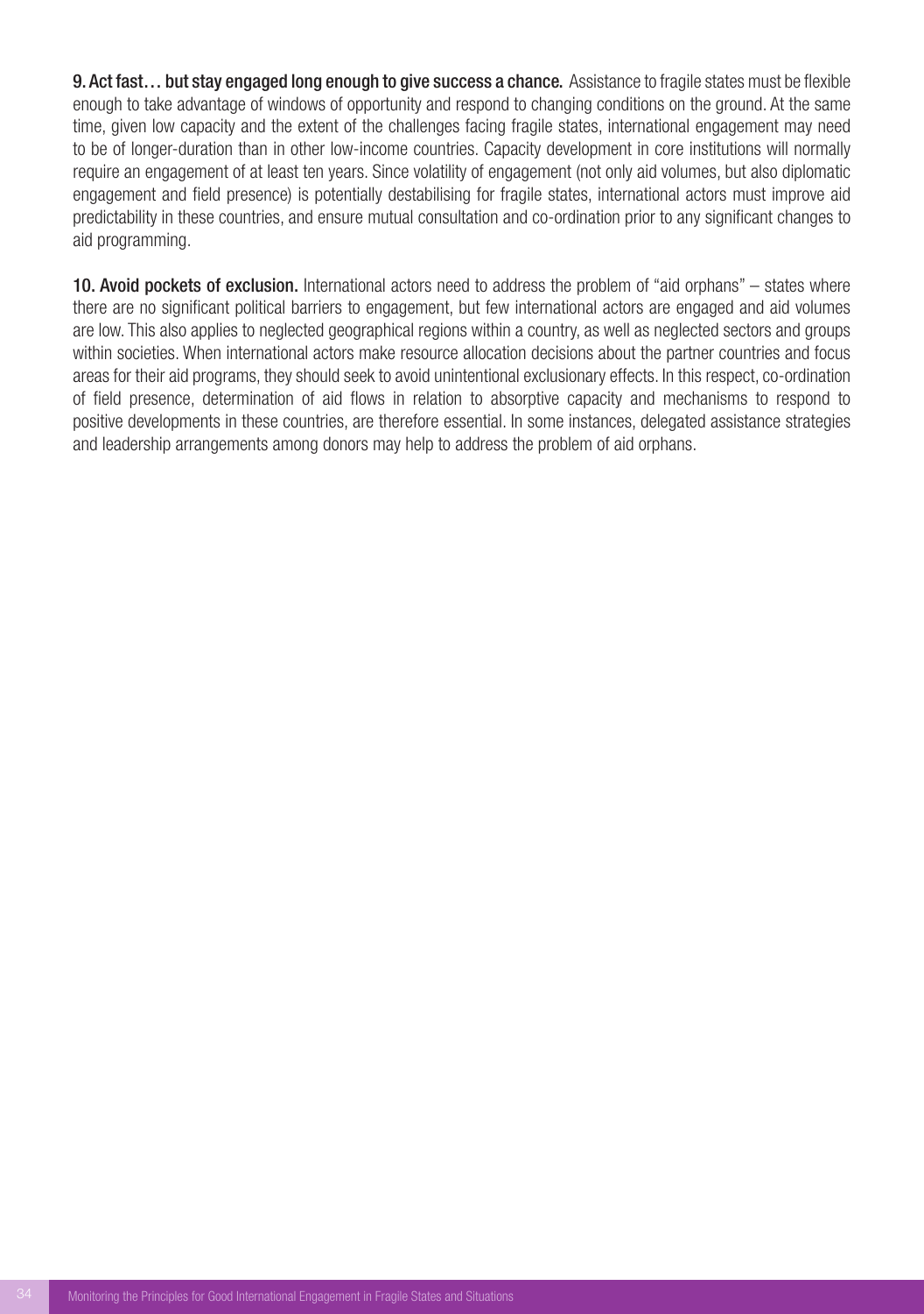**9. Act fast… but stay engaged long enough to give success a chance.** Assistance to fragile states must be flexible enough to take advantage of windows of opportunity and respond to changing conditions on the ground. At the same time, given low capacity and the extent of the challenges facing fragile states, international engagement may need to be of longer-duration than in other low-income countries. Capacity development in core institutions will normally require an engagement of at least ten years. Since volatility of engagement (not only aid volumes, but also diplomatic engagement and field presence) is potentially destabilising for fragile states, international actors must improve aid predictability in these countries, and ensure mutual consultation and co-ordination prior to any significant changes to aid programming.

**10. Avoid pockets of exclusion.** International actors need to address the problem of "aid orphans" – states where there are no significant political barriers to engagement, but few international actors are engaged and aid volumes are low. This also applies to neglected geographical regions within a country, as well as neglected sectors and groups within societies. When international actors make resource allocation decisions about the partner countries and focus areas for their aid programs, they should seek to avoid unintentional exclusionary effects. In this respect, co-ordination of field presence, determination of aid flows in relation to absorptive capacity and mechanisms to respond to positive developments in these countries, are therefore essential. In some instances, delegated assistance strategies and leadership arrangements among donors may help to address the problem of aid orphans.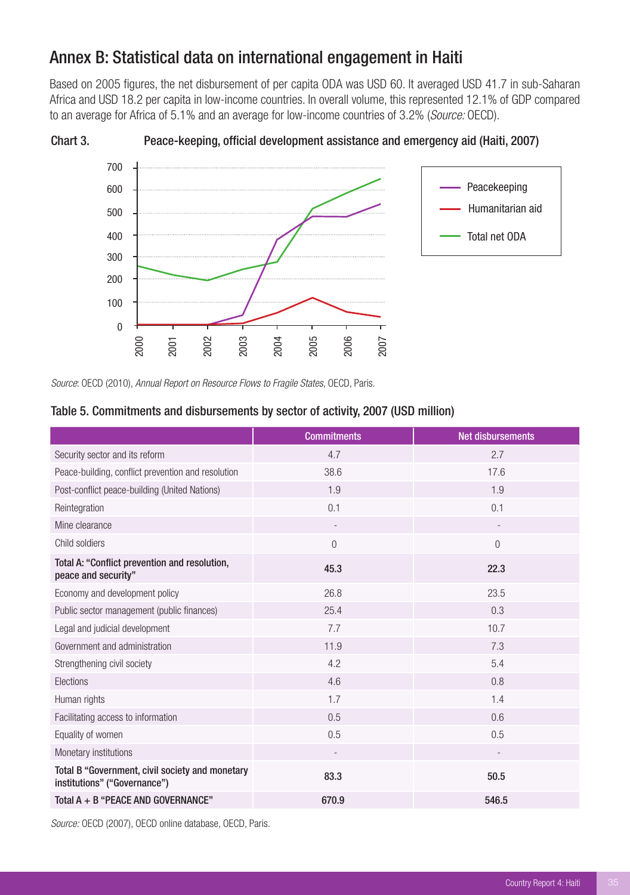# Annex B: Statistical data on international engagement in Haiti

Based on 2005 figures, the net disbursement of per capita ODA was USD 60. It averaged USD 41.7 in sub-Saharan Africa and USD 18.2 per capita in low-income countries. In overall volume, this represented 12.1% of GDP compared to an average for Africa of 5.1% and an average for low-income countries of 3.2% (*Source:* OECD).

**Chart 3. Peace-keeping, official development assistance and emergency aid (Haiti, 2007)**

*Source*: OECD (2010), *Annual Report on Resource Flows to Fragile States*, OECD, Paris.

**Table 5. Commitments and disbursements by sector of activity, 2007 (USD million)**

| | Commitments | Net disbursements |
|---|---|---|
| Security sector and its reform | 4.7 | 2.7 |
| Peace-building, conflict prevention and resolution | 38.6 | 17.6 |
| Post-conflict peace-building (United Nations) | 1.9 | 1.9 |
| Reintegration | 0.1 | 0.1 |
| Mine clearance | - | - |
| Child soldiers | 0 | 0 |
| **Total A: "Conflict prevention and resolution, peace and security"** | **45.3** | **22.3** |
| Economy and development policy | 26.8 | 23.5 |
| Public sector management (public finances) | 25.4 | 0.3 |
| Legal and judicial development | 7.7 | 10.7 |
| Government and administration | 11.9 | 7.3 |
| Strengthening civil society | 4.2 | 5.4 |
| Elections | 4.6 | 0.8 |
| Human rights | 1.7 | 1.4 |
| Facilitating access to information | 0.5 | 0.6 |
| Equality of women | 0.5 | 0.5 |
| Monetary institutions | - | - |
| **Total B "Government, civil society and monetary institutions" ("Governance")** | **83.3** | **50.5** |
| **Total A + B "PEACE AND GOVERNANCE"** | **670.9** | **546.5** |

*Source:* OECD (2007), OECD online database, OECD, Paris.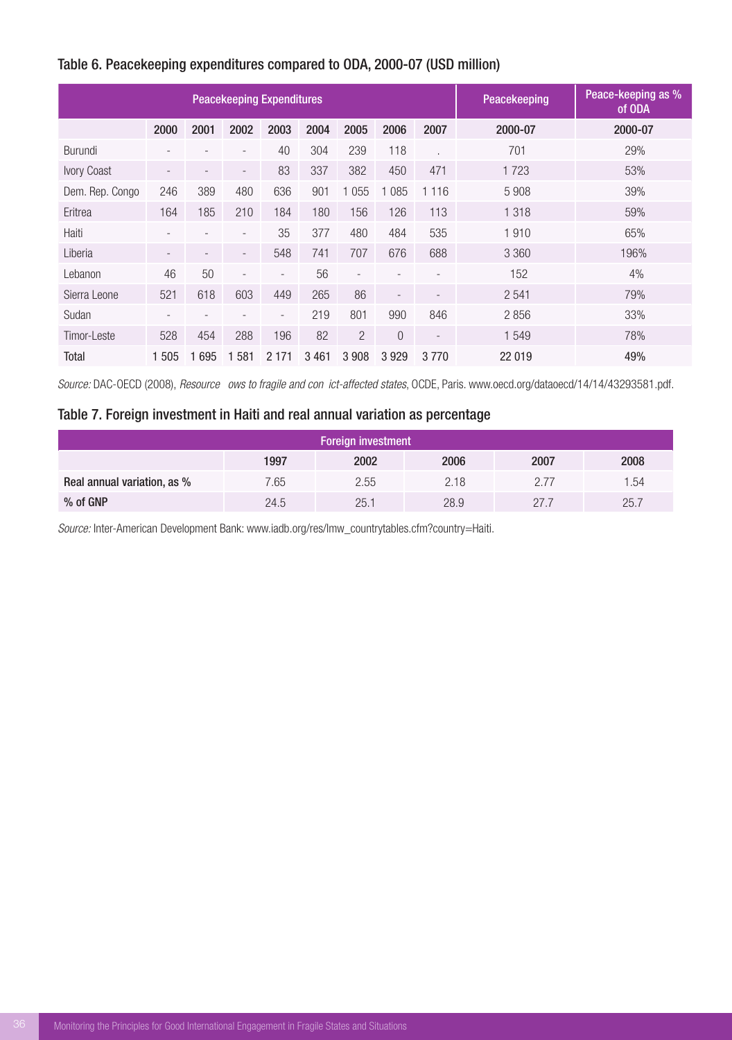### Table 6. Peacekeeping expenditures compared to ODA, 2000-07 (USD million)

| | Peacekeeping Expenditures | | | | | | | | Peacekeeping | Peace-keeping as % of ODA |
|---|---|---|---|---|---|---|---|---|---|---|
| | 2000 | 2001 | 2002 | 2003 | 2004 | 2005 | 2006 | 2007 | 2000-07 | 2000-07 |
| Burundi | - | - | - | 40 | 304 | 239 | 118 | . | 701 | 29% |
| Ivory Coast | - | - | - | 83 | 337 | 382 | 450 | 471 | 1 723 | 53% |
| Dem. Rep. Congo | 246 | 389 | 480 | 636 | 901 | 1 055 | 1 085 | 1 116 | 5 908 | 39% |
| Eritrea | 164 | 185 | 210 | 184 | 180 | 156 | 126 | 113 | 1 318 | 59% |
| Haiti | - | - | - | 35 | 377 | 480 | 484 | 535 | 1 910 | 65% |
| Liberia | - | - | - | 548 | 741 | 707 | 676 | 688 | 3 360 | 196% |
| Lebanon | 46 | 50 | - | - | 56 | - | - | - | 152 | 4% |
| Sierra Leone | 521 | 618 | 603 | 449 | 265 | 86 | - | - | 2 541 | 79% |
| Sudan | - | - | - | - | 219 | 801 | 990 | 846 | 2 856 | 33% |
| Timor-Leste | 528 | 454 | 288 | 196 | 82 | 2 | 0 | - | 1 549 | 78% |
| Total | 1 505 | 1 695 | 1 581 | 2 171 | 3 461 | 3 908 | 3 929 | 3 770 | 22 019 | 49% |

*Source:* DAC-OECD (2008), *Resource ows to fragile and con ict-affected states*, OCDE, Paris. www.oecd.org/dataoecd/14/14/43293581.pdf.

### Table 7. Foreign investment in Haiti and real annual variation as percentage

| Foreign investment | | | | | |
|---|---|---|---|---|---|
| | 1997 | 2002 | 2006 | 2007 | 2008 |
| Real annual variation, as % | 7.65 | 2.55 | 2.18 | 2.77 | 1.54 |
| % of GNP | 24.5 | 25.1 | 28.9 | 27.7 | 25.7 |

*Source:* Inter-American Development Bank: www.iadb.org/res/lmw_countrytables.cfm?country=Haiti.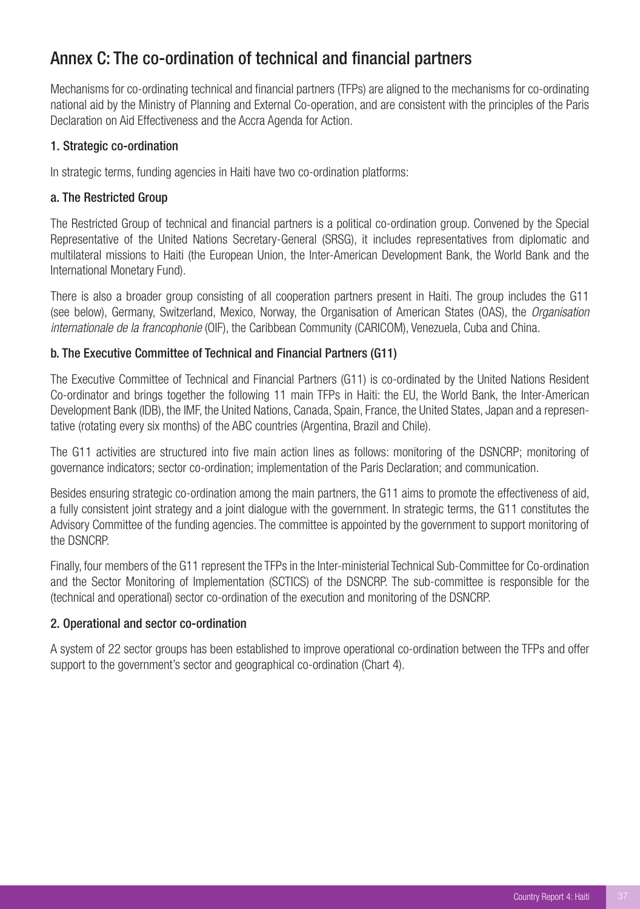## Annex C: The co-ordination of technical and financial partners

Mechanisms for co-ordinating technical and financial partners (TFPs) are aligned to the mechanisms for co-ordinating national aid by the Ministry of Planning and External Co-operation, and are consistent with the principles of the Paris Declaration on Aid Effectiveness and the Accra Agenda for Action.

### 1. Strategic co-ordination

In strategic terms, funding agencies in Haiti have two co-ordination platforms:

#### a. The Restricted Group

The Restricted Group of technical and financial partners is a political co-ordination group. Convened by the Special Representative of the United Nations Secretary-General (SRSG), it includes representatives from diplomatic and multilateral missions to Haiti (the European Union, the Inter-American Development Bank, the World Bank and the International Monetary Fund).

There is also a broader group consisting of all cooperation partners present in Haiti. The group includes the G11 (see below), Germany, Switzerland, Mexico, Norway, the Organisation of American States (OAS), the *Organisation internationale de la francophonie* (OIF), the Caribbean Community (CARICOM), Venezuela, Cuba and China.

#### b. The Executive Committee of Technical and Financial Partners (G11)

The Executive Committee of Technical and Financial Partners (G11) is co-ordinated by the United Nations Resident Co-ordinator and brings together the following 11 main TFPs in Haiti: the EU, the World Bank, the Inter-American Development Bank (IDB), the IMF, the United Nations, Canada, Spain, France, the United States, Japan and a representative (rotating every six months) of the ABC countries (Argentina, Brazil and Chile).

The G11 activities are structured into five main action lines as follows: monitoring of the DSNCRP; monitoring of governance indicators; sector co-ordination; implementation of the Paris Declaration; and communication.

Besides ensuring strategic co-ordination among the main partners, the G11 aims to promote the effectiveness of aid, a fully consistent joint strategy and a joint dialogue with the government. In strategic terms, the G11 constitutes the Advisory Committee of the funding agencies. The committee is appointed by the government to support monitoring of the DSNCRP.

Finally, four members of the G11 represent the TFPs in the Inter-ministerial Technical Sub-Committee for Co-ordination and the Sector Monitoring of Implementation (SCTICS) of the DSNCRP. The sub-committee is responsible for the (technical and operational) sector co-ordination of the execution and monitoring of the DSNCRP.

### 2. Operational and sector co-ordination

A system of 22 sector groups has been established to improve operational co-ordination between the TFPs and offer support to the government's sector and geographical co-ordination (Chart 4).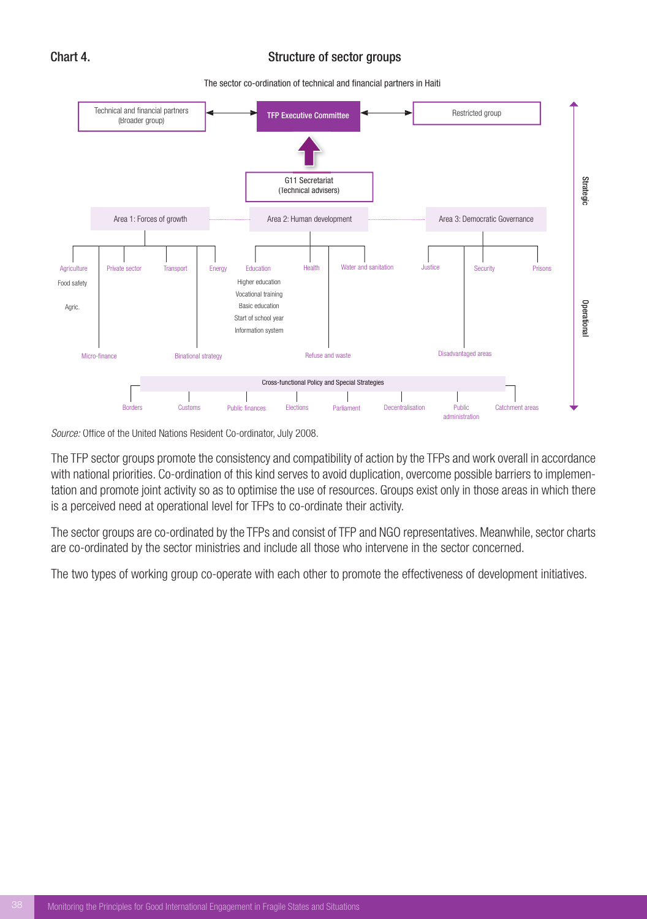**Chart 4. Structure of sector groups**

The sector co-ordination of technical and financial partners in Haiti

- Technical and financial partners (Broader group) ↔ TFP Executive Committee ↔ Restricted group
- G11 Secretariat (Technical advisers) → TFP Executive Committee
- Area 1: Forces of growth
  - Agriculture
    - Food safety
    - Agric.
  - Private sector
  - Transport
  - Energy
  - Micro-finance
  - Binational strategy
- Area 2: Human development
  - Education
    - Higher education
    - Vocational training
    - Basic education
    - Start of school year
    - Information system
  - Health
  - Water and sanitation
  - Refuse and waste
- Area 3: Democratic Governance
  - Justice
  - Security
  - Prisons
  - Disadvantaged areas
- Cross-functional Policy and Special Strategies
  - Borders
  - Customs
  - Public finances
  - Elections
  - Parliament
  - Decentralisation
  - Public administration
  - Catchment areas

Strategic ↕ Operational

*Source:* Office of the United Nations Resident Co-ordinator, July 2008.

The TFP sector groups promote the consistency and compatibility of action by the TFPs and work overall in accordance with national priorities. Co-ordination of this kind serves to avoid duplication, overcome possible barriers to implementation and promote joint activity so as to optimise the use of resources. Groups exist only in those areas in which there is a perceived need at operational level for TFPs to co-ordinate their activity.

The sector groups are co-ordinated by the TFPs and consist of TFP and NGO representatives. Meanwhile, sector charts are co-ordinated by the sector ministries and include all those who intervene in the sector concerned.

The two types of working group co-operate with each other to promote the effectiveness of development initiatives.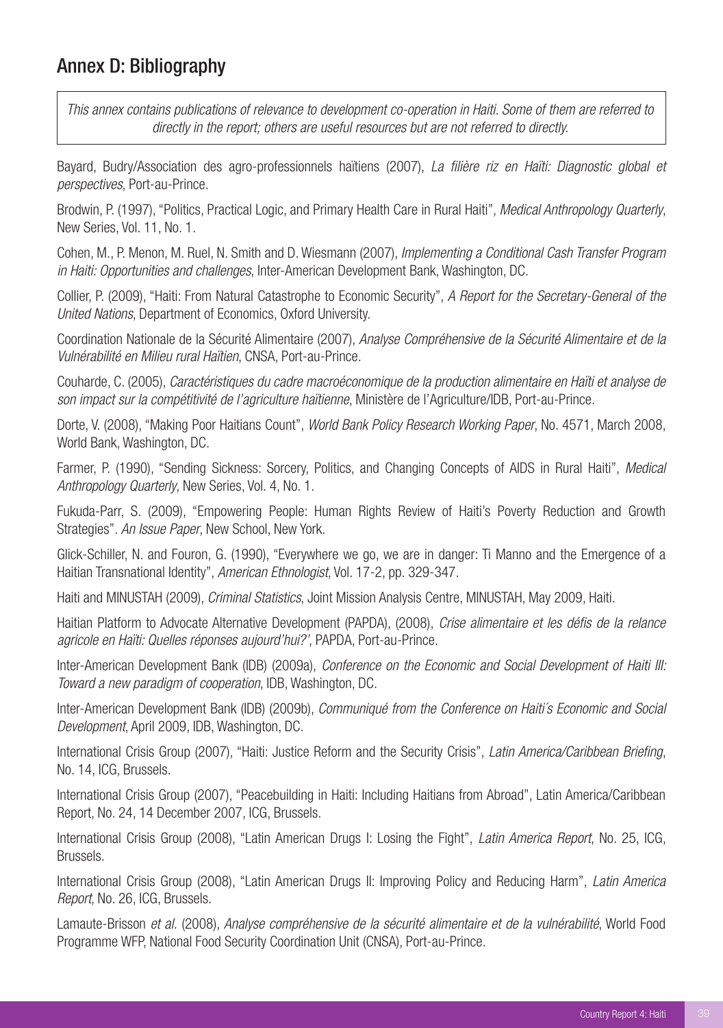## Annex D: Bibliography

*This annex contains publications of relevance to development co-operation in Haiti. Some of them are referred to directly in the report; others are useful resources but are not referred to directly.*

Bayard, Budry/Association des agro-professionnels haïtiens (2007), *La filière riz en Haïti: Diagnostic global et perspectives*, Port-au-Prince.

Brodwin, P. (1997), "Politics, Practical Logic, and Primary Health Care in Rural Haiti", *Medical Anthropology Quarterly*, New Series, Vol. 11, No. 1.

Cohen, M., P. Menon, M. Ruel, N. Smith and D. Wiesmann (2007), *Implementing a Conditional Cash Transfer Program in Haiti: Opportunities and challenges*, Inter-American Development Bank, Washington, DC.

Collier, P. (2009), "Haiti: From Natural Catastrophe to Economic Security", *A Report for the Secretary-General of the United Nations*, Department of Economics, Oxford University.

Coordination Nationale de la Sécurité Alimentaire (2007), *Analyse Compréhensive de la Sécurité Alimentaire et de la Vulnérabilité en Milieu rural Haïtien*, CNSA, Port-au-Prince.

Couharde, C. (2005), *Caractéristiques du cadre macroéconomique de la production alimentaire en Haïti et analyse de son impact sur la compétitivité de l'agriculture haïtienne*, Ministère de l'Agriculture/IDB, Port-au-Prince.

Dorte, V. (2008), "Making Poor Haitians Count", *World Bank Policy Research Working Paper*, No. 4571, March 2008, World Bank, Washington, DC.

Farmer, P. (1990), "Sending Sickness: Sorcery, Politics, and Changing Concepts of AIDS in Rural Haiti", *Medical Anthropology Quarterly*, New Series, Vol. 4, No. 1.

Fukuda-Parr, S. (2009), "Empowering People: Human Rights Review of Haiti's Poverty Reduction and Growth Strategies". *An Issue Paper*, New School, New York.

Glick-Schiller, N. and Fouron, G. (1990), "Everywhere we go, we are in danger: Ti Manno and the Emergence of a Haitian Transnational Identity", *American Ethnologist*, Vol. 17-2, pp. 329-347.

Haiti and MINUSTAH (2009), *Criminal Statistics*, Joint Mission Analysis Centre, MINUSTAH, May 2009, Haiti.

Haitian Platform to Advocate Alternative Development (PAPDA), (2008), *Crise alimentaire et les défis de la relance agricole en Haïti: Quelles réponses aujourd'hui?'*, PAPDA, Port-au-Prince.

Inter-American Development Bank (IDB) (2009a), *Conference on the Economic and Social Development of Haiti III: Toward a new paradigm of cooperation*, IDB, Washington, DC.

Inter-American Development Bank (IDB) (2009b), *Communiqué from the Conference on Haiti´s Economic and Social Development*, April 2009, IDB, Washington, DC.

International Crisis Group (2007), "Haiti: Justice Reform and the Security Crisis", *Latin America/Caribbean Briefing*, No. 14, ICG, Brussels.

International Crisis Group (2007), "Peacebuilding in Haiti: Including Haitians from Abroad", Latin America/Caribbean Report, No. 24, 14 December 2007, ICG, Brussels.

International Crisis Group (2008), "Latin American Drugs I: Losing the Fight", *Latin America Report*, No. 25, ICG, Brussels.

International Crisis Group (2008), "Latin American Drugs II: Improving Policy and Reducing Harm", *Latin America Report*, No. 26, ICG, Brussels.

Lamaute-Brisson *et al.* (2008), *Analyse compréhensive de la sécurité alimentaire et de la vulnérabilité*, World Food Programme WFP, National Food Security Coordination Unit (CNSA), Port-au-Prince.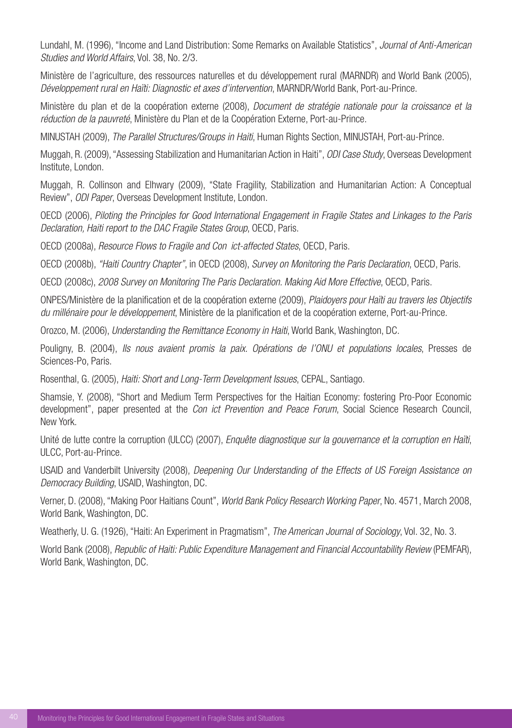Lundahl, M. (1996), "Income and Land Distribution: Some Remarks on Available Statistics", *Journal of Anti-American Studies and World Affairs*, Vol. 38, No. 2/3.

Ministère de l'agriculture, des ressources naturelles et du développement rural (MARNDR) and World Bank (2005), *Développement rural en Haïti: Diagnostic et axes d'intervention*, MARNDR/World Bank, Port-au-Prince.

Ministère du plan et de la coopération externe (2008), *Document de stratégie nationale pour la croissance et la réduction de la pauvreté*, Ministère du Plan et de la Coopération Externe, Port-au-Prince.

MINUSTAH (2009), *The Parallel Structures/Groups in Haiti*, Human Rights Section, MINUSTAH, Port-au-Prince.

Muggah, R. (2009), "Assessing Stabilization and Humanitarian Action in Haiti", *ODI Case Study*, Overseas Development Institute, London.

Muggah, R. Collinson and Elhwary (2009), "State Fragility, Stabilization and Humanitarian Action: A Conceptual Review", *ODI Paper*, Overseas Development Institute, London.

OECD (2006), *Piloting the Principles for Good International Engagement in Fragile States and Linkages to the Paris Declaration, Haiti report to the DAC Fragile States Group*, OECD, Paris.

OECD (2008a), *Resource Flows to Fragile and Con ict-affected States*, OECD, Paris.

OECD (2008b), *"Haiti Country Chapter"*, in OECD (2008), *Survey on Monitoring the Paris Declaration*, OECD, Paris.

OECD (2008c), *2008 Survey on Monitoring The Paris Declaration. Making Aid More Effective*, OECD, Paris.

ONPES/Ministère de la planification et de la coopération externe (2009), *Plaidoyers pour Haïti au travers les Objectifs du millénaire pour le développement*, Ministère de la planification et de la coopération externe, Port-au-Prince.

Orozco, M. (2006), *Understanding the Remittance Economy in Haiti*, World Bank, Washington, DC.

Pouligny, B. (2004), *Ils nous avaient promis la paix. Opérations de l'ONU et populations locales*, Presses de Sciences-Po, Paris.

Rosenthal, G. (2005), *Haiti: Short and Long-Term Development Issues*, CEPAL, Santiago.

Shamsie, Y. (2008), "Short and Medium Term Perspectives for the Haitian Economy: fostering Pro-Poor Economic development", paper presented at the *Con ict Prevention and Peace Forum*, Social Science Research Council, New York.

Unité de lutte contre la corruption (ULCC) (2007), *Enquête diagnostique sur la gouvernance et la corruption en Haïti*, ULCC, Port-au-Prince.

USAID and Vanderbilt University (2008), *Deepening Our Understanding of the Effects of US Foreign Assistance on Democracy Building*, USAID, Washington, DC.

Verner, D. (2008), "Making Poor Haitians Count", *World Bank Policy Research Working Paper*, No. 4571, March 2008, World Bank, Washington, DC.

Weatherly, U. G. (1926), "Haiti: An Experiment in Pragmatism", *The American Journal of Sociology*, Vol. 32, No. 3.

World Bank (2008), *Republic of Haiti: Public Expenditure Management and Financial Accountability Review* (PEMFAR), World Bank, Washington, DC.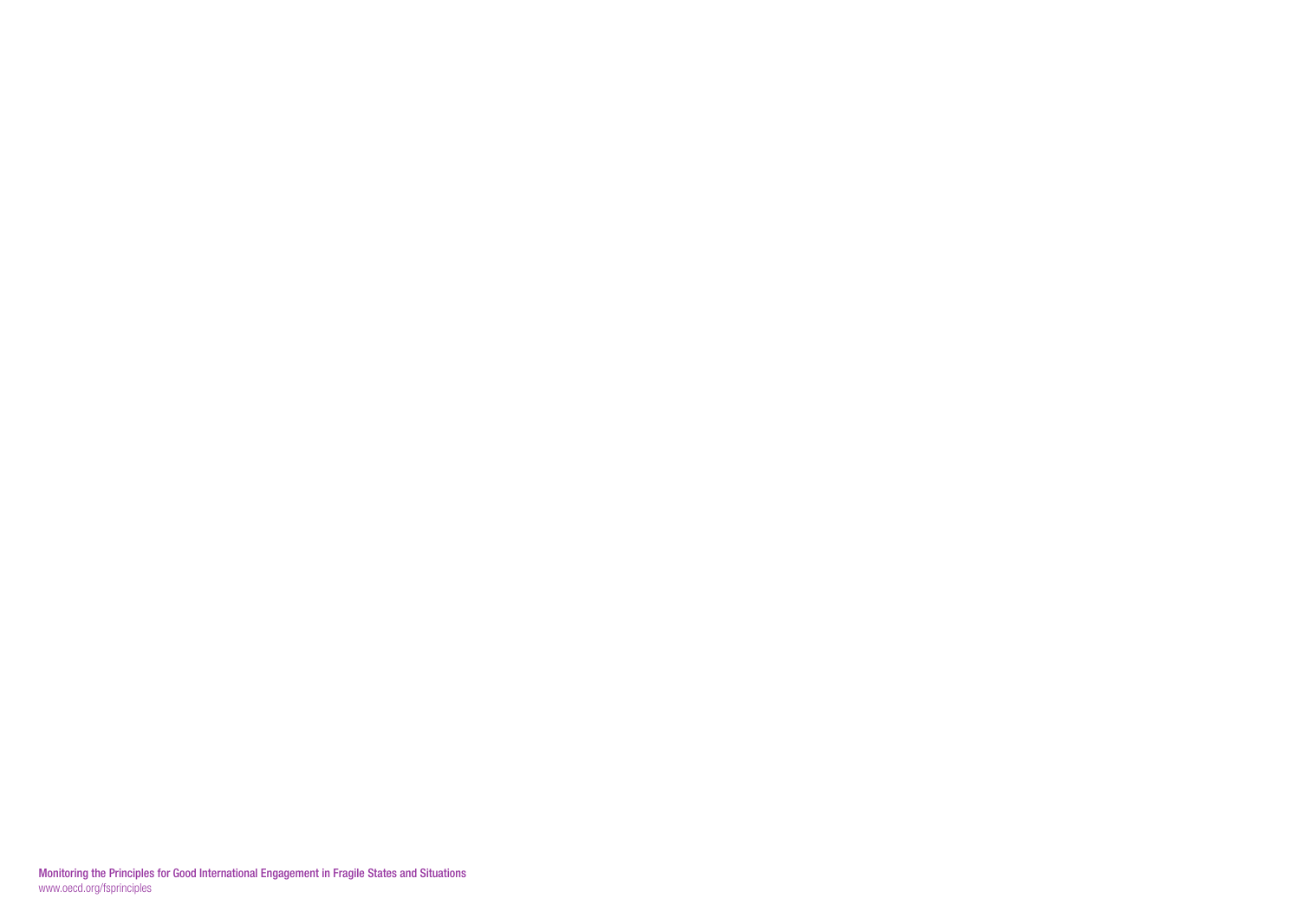Monitoring the Principles for Good International Engagement in Fragile States and Situations
www.oecd.org/fsprinciples